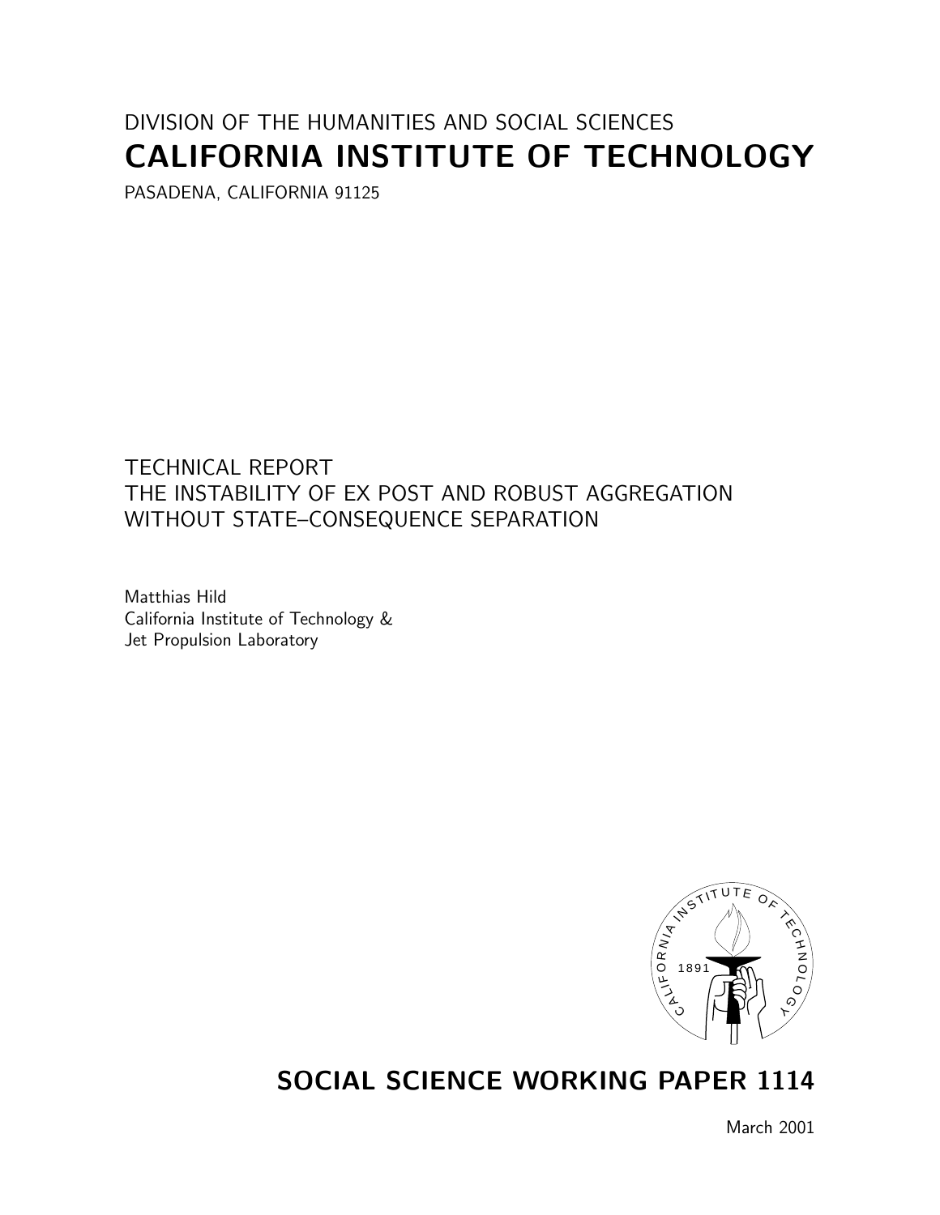DIVISION OF THE HUMANITIES AND SOCIAL SCIENCES

# CALIFORNIA INSTITUTE OF TECHNOLOGY

PASADENA, CALIFORNIA 91125

TECHNICAL REPORT
THE INSTABILITY OF EX POST AND ROBUST AGGREGATION
WITHOUT STATE–CONSEQUENCE SEPARATION

Matthias Hild
California Institute of Technology &
Jet Propulsion Laboratory

## SOCIAL SCIENCE WORKING PAPER 1114

March 2001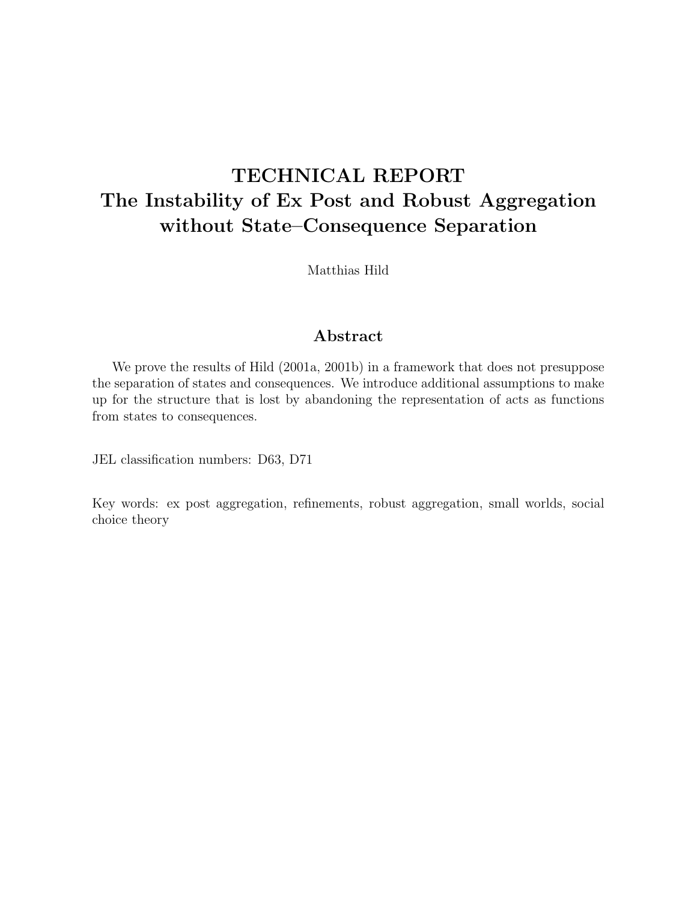# TECHNICAL REPORT
# The Instability of Ex Post and Robust Aggregation without State–Consequence Separation

Matthias Hild

## Abstract

We prove the results of Hild (2001a, 2001b) in a framework that does not presuppose the separation of states and consequences. We introduce additional assumptions to make up for the structure that is lost by abandoning the representation of acts as functions from states to consequences.

JEL classification numbers: D63, D71

Key words: ex post aggregation, refinements, robust aggregation, small worlds, social choice theory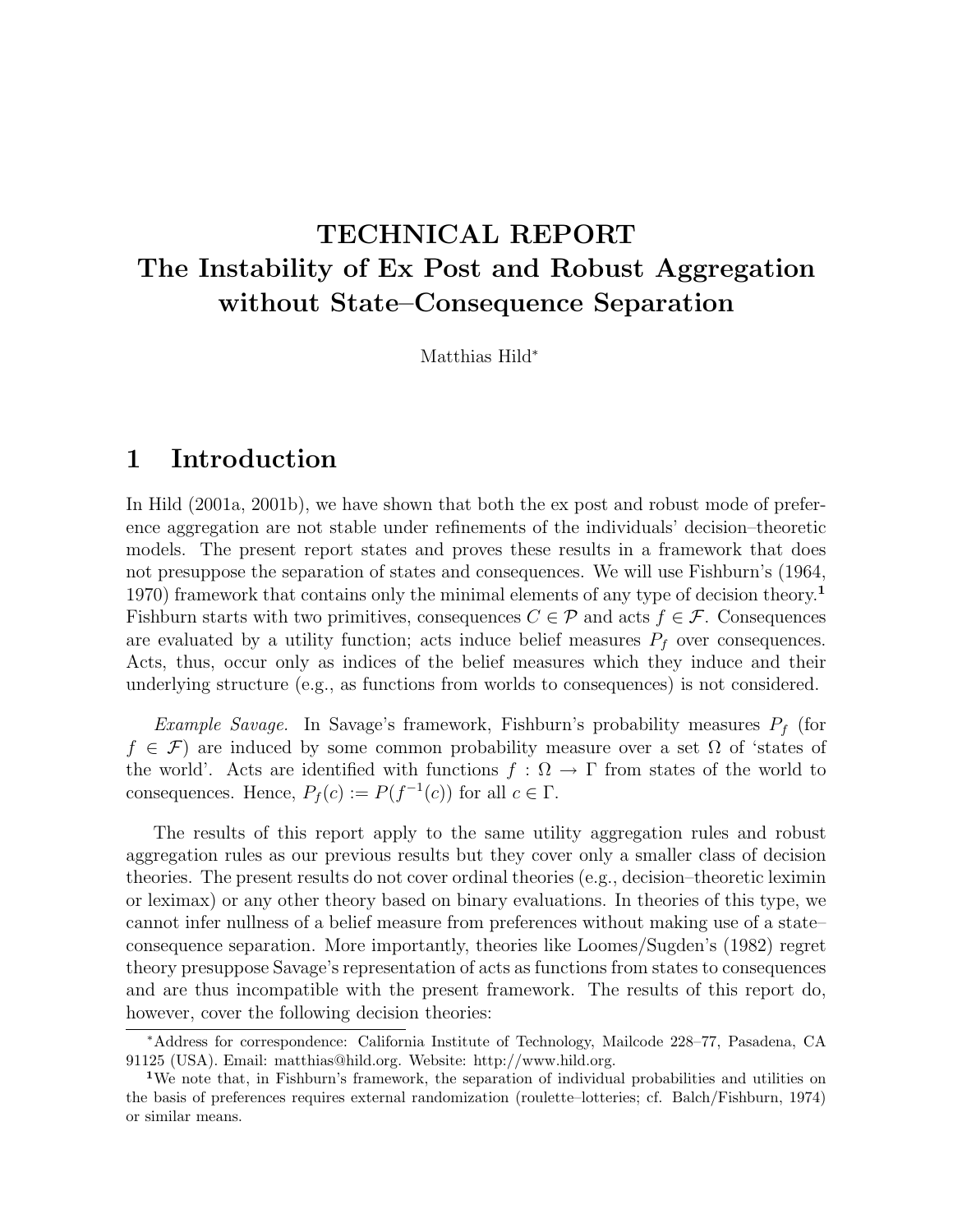# TECHNICAL REPORT
# The Instability of Ex Post and Robust Aggregation without State–Consequence Separation

Matthias Hild*

## 1 Introduction

In Hild (2001a, 2001b), we have shown that both the ex post and robust mode of preference aggregation are not stable under refinements of the individuals' decision–theoretic models. The present report states and proves these results in a framework that does not presuppose the separation of states and consequences. We will use Fishburn's (1964, 1970) framework that contains only the minimal elements of any type of decision theory.[1] Fishburn starts with two primitives, consequences $C \in \mathcal{P}$ and acts $f \in \mathcal{F}$. Consequences are evaluated by a utility function; acts induce belief measures $P_f$ over consequences. Acts, thus, occur only as indices of the belief measures which they induce and their underlying structure (e.g., as functions from worlds to consequences) is not considered.

*Example Savage.* In Savage's framework, Fishburn's probability measures $P_f$ (for $f \in \mathcal{F}$) are induced by some common probability measure over a set $\Omega$ of 'states of the world'. Acts are identified with functions $f : \Omega \rightarrow \Gamma$ from states of the world to consequences. Hence, $P_f(c) := P(f^{-1}(c))$ for all $c \in \Gamma$.

The results of this report apply to the same utility aggregation rules and robust aggregation rules as our previous results but they cover only a smaller class of decision theories. The present results do not cover ordinal theories (e.g., decision–theoretic leximin or leximax) or any other theory based on binary evaluations. In theories of this type, we cannot infer nullness of a belief measure from preferences without making use of a state–consequence separation. More importantly, theories like Loomes/Sugden's (1982) regret theory presuppose Savage's representation of acts as functions from states to consequences and are thus incompatible with the present framework. The results of this report do, however, cover the following decision theories:

---

*Address for correspondence: California Institute of Technology, Mailcode 228–77, Pasadena, CA 91125 (USA). Email: matthias@hild.org. Website: http://www.hild.org.

[1] We note that, in Fishburn's framework, the separation of individual probabilities and utilities on the basis of preferences requires external randomization (roulette–lotteries; cf. Balch/Fishburn, 1974) or similar means.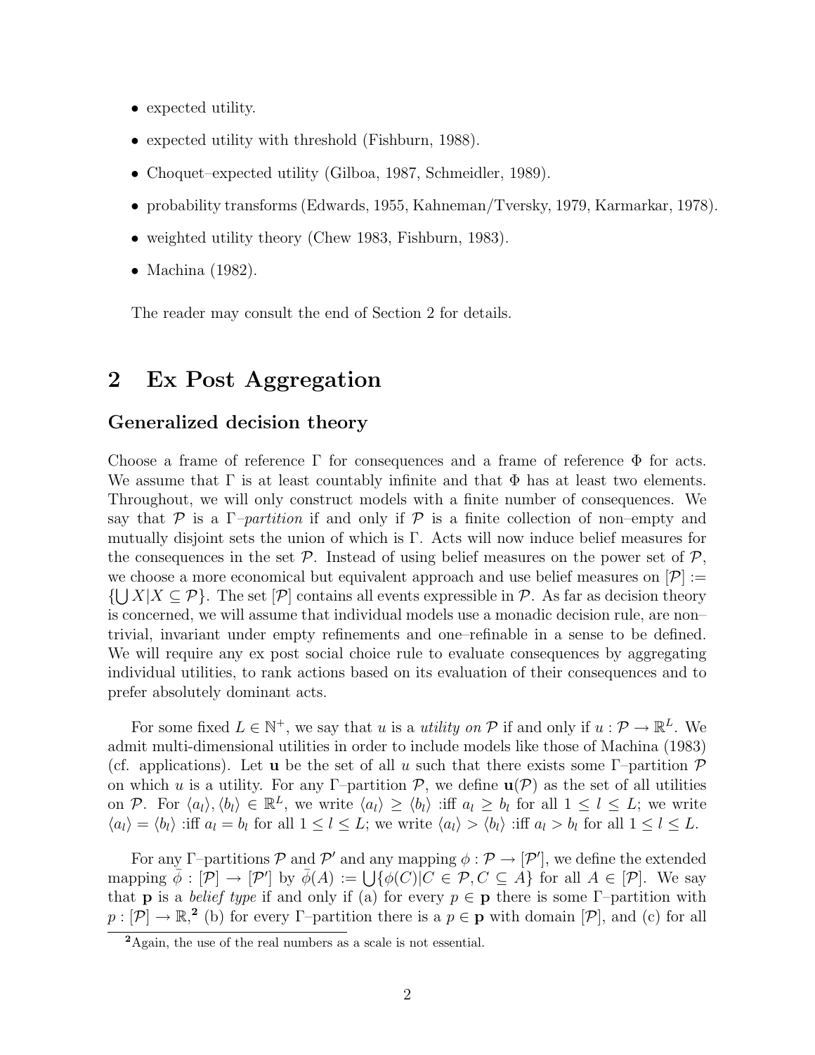- expected utility.
- expected utility with threshold (Fishburn, 1988).
- Choquet–expected utility (Gilboa, 1987, Schmeidler, 1989).
- probability transforms (Edwards, 1955, Kahneman/Tversky, 1979, Karmarkar, 1978).
- weighted utility theory (Chew 1983, Fishburn, 1983).
- Machina (1982).

The reader may consult the end of Section 2 for details.

# 2 Ex Post Aggregation

### Generalized decision theory

Choose a frame of reference $\Gamma$ for consequences and a frame of reference $\Phi$ for acts. We assume that $\Gamma$ is at least countably infinite and that $\Phi$ has at least two elements. Throughout, we will only construct models with a finite number of consequences. We say that $\mathcal{P}$ is a $\Gamma$*–partition* if and only if $\mathcal{P}$ is a finite collection of non–empty and mutually disjoint sets the union of which is $\Gamma$. Acts will now induce belief measures for the consequences in the set $\mathcal{P}$. Instead of using belief measures on the power set of $\mathcal{P}$, we choose a more economical but equivalent approach and use belief measures on $[\mathcal{P}] := \{\bigcup X | X \subseteq \mathcal{P}\}$. The set $[\mathcal{P}]$ contains all events expressible in $\mathcal{P}$. As far as decision theory is concerned, we will assume that individual models use a monadic decision rule, are non–trivial, invariant under empty refinements and one–refinable in a sense to be defined. We will require any ex post social choice rule to evaluate consequences by aggregating individual utilities, to rank actions based on its evaluation of their consequences and to prefer absolutely dominant acts.

For some fixed $L \in \mathbb{N}^+$, we say that $u$ is a *utility on* $\mathcal{P}$ if and only if $u : \mathcal{P} \to \mathbb{R}^L$. We admit multi-dimensional utilities in order to include models like those of Machina (1983) (cf. applications). Let $\mathbf{u}$ be the set of all $u$ such that there exists some $\Gamma$–partition $\mathcal{P}$ on which $u$ is a utility. For any $\Gamma$–partition $\mathcal{P}$, we define $\mathbf{u}(\mathcal{P})$ as the set of all utilities on $\mathcal{P}$. For $\langle a_l \rangle, \langle b_l \rangle \in \mathbb{R}^L$, we write $\langle a_l \rangle \geq \langle b_l \rangle$ :iff $a_l \geq b_l$ for all $1 \leq l \leq L$; we write $\langle a_l \rangle = \langle b_l \rangle$ :iff $a_l = b_l$ for all $1 \leq l \leq L$; we write $\langle a_l \rangle > \langle b_l \rangle$ :iff $a_l > b_l$ for all $1 \leq l \leq L$.

For any $\Gamma$–partitions $\mathcal{P}$ and $\mathcal{P}'$ and any mapping $\phi : \mathcal{P} \to [\mathcal{P}']$, we define the extended mapping $\bar{\phi} : [\mathcal{P}] \to [\mathcal{P}']$ by $\bar{\phi}(A) := \bigcup\{\phi(C) | C \in \mathcal{P}, C \subseteq A\}$ for all $A \in [\mathcal{P}]$. We say that $\mathbf{p}$ is a *belief type* if and only if (a) for every $p \in \mathbf{p}$ there is some $\Gamma$–partition with $p : [\mathcal{P}] \to \mathbb{R}$,[2] (b) for every $\Gamma$–partition there is a $p \in \mathbf{p}$ with domain $[\mathcal{P}]$, and (c) for all

[2] Again, the use of the real numbers as a scale is not essential.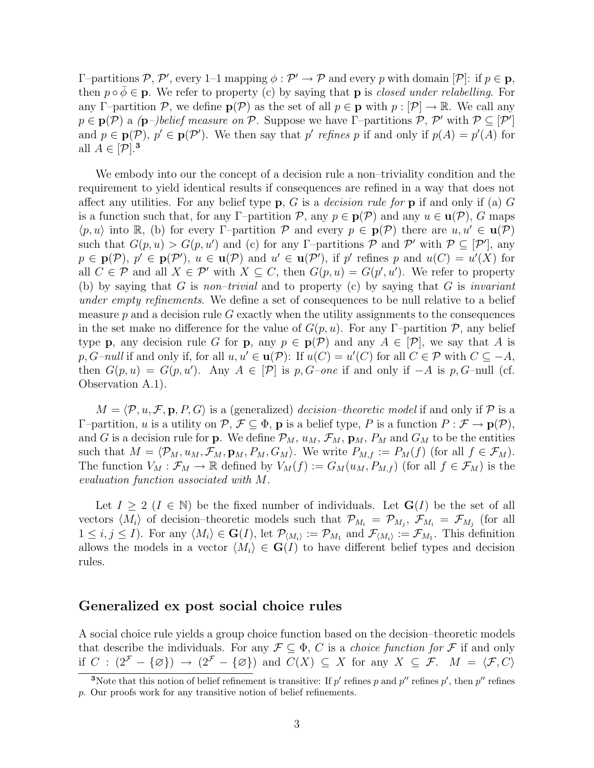Γ–partitions $\mathcal{P}$, $\mathcal{P}'$, every 1–1 mapping $\phi : \mathcal{P}' \to \mathcal{P}$ and every $p$ with domain $[\mathcal{P}]$: if $p \in \mathbf{p}$, then $p \circ \bar{\phi} \in \mathbf{p}$. We refer to property (c) by saying that $\mathbf{p}$ is *closed under relabelling*. For any Γ–partition $\mathcal{P}$, we define $\mathbf{p}(\mathcal{P})$ as the set of all $p \in \mathbf{p}$ with $p : [\mathcal{P}] \to \mathbb{R}$. We call any $p \in \mathbf{p}(\mathcal{P})$ a *(*$\mathbf{p}$*–)belief measure on* $\mathcal{P}$. Suppose we have Γ–partitions $\mathcal{P}$, $\mathcal{P}'$ with $\mathcal{P} \subseteq [\mathcal{P}']$ and $p \in \mathbf{p}(\mathcal{P})$, $p' \in \mathbf{p}(\mathcal{P}')$. We then say that $p'$ *refines* $p$ if and only if $p(A) = p'(A)$ for all $A \in [\mathcal{P}]$.[3]

We embody into our the concept of a decision rule a non–triviality condition and the requirement to yield identical results if consequences are refined in a way that does not affect any utilities. For any belief type $\mathbf{p}$, $G$ is a *decision rule for* $\mathbf{p}$ if and only if (a) $G$ is a function such that, for any Γ–partition $\mathcal{P}$, any $p \in \mathbf{p}(\mathcal{P})$ and any $u \in \mathbf{u}(\mathcal{P})$, $G$ maps $\langle p, u \rangle$ into $\mathbb{R}$, (b) for every Γ–partition $\mathcal{P}$ and every $p \in \mathbf{p}(\mathcal{P})$ there are $u, u' \in \mathbf{u}(\mathcal{P})$ such that $G(p, u) > G(p, u')$ and (c) for any Γ–partitions $\mathcal{P}$ and $\mathcal{P}'$ with $\mathcal{P} \subseteq [\mathcal{P}']$, any $p \in \mathbf{p}(\mathcal{P})$, $p' \in \mathbf{p}(\mathcal{P}')$, $u \in \mathbf{u}(\mathcal{P})$ and $u' \in \mathbf{u}(\mathcal{P}')$, if $p'$ refines $p$ and $u(C) = u'(X)$ for all $C \in \mathcal{P}$ and all $X \in \mathcal{P}'$ with $X \subseteq C$, then $G(p, u) = G(p', u')$. We refer to property (b) by saying that $G$ is *non–trivial* and to property (c) by saying that $G$ is *invariant under empty refinements*. We define a set of consequences to be null relative to a belief measure $p$ and a decision rule $G$ exactly when the utility assignments to the consequences in the set make no difference for the value of $G(p, u)$. For any Γ–partition $\mathcal{P}$, any belief type $\mathbf{p}$, any decision rule $G$ for $\mathbf{p}$, any $p \in \mathbf{p}(\mathcal{P})$ and any $A \in [\mathcal{P}]$, we say that $A$ is $p, G$*–null* if and only if, for all $u, u' \in \mathbf{u}(\mathcal{P})$: If $u(C) = u'(C)$ for all $C \in \mathcal{P}$ with $C \subseteq -A$, then $G(p, u) = G(p, u')$. Any $A \in [\mathcal{P}]$ is $p, G$*–one* if and only if $-A$ is $p, G$–null (cf. Observation A.1).

$M = \langle \mathcal{P}, u, \mathcal{F}, \mathbf{p}, P, G \rangle$ is a (generalized) *decision–theoretic model* if and only if $\mathcal{P}$ is a Γ–partition, $u$ is a utility on $\mathcal{P}$, $\mathcal{F} \subseteq \Phi$, $\mathbf{p}$ is a belief type, $P$ is a function $P : \mathcal{F} \to \mathbf{p}(\mathcal{P})$, and $G$ is a decision rule for $\mathbf{p}$. We define $\mathcal{P}_M$, $u_M$, $\mathcal{F}_M$, $\mathbf{p}_M$, $P_M$ and $G_M$ to be the entities such that $M = \langle \mathcal{P}_M, u_M, \mathcal{F}_M, \mathbf{p}_M, P_M, G_M \rangle$. We write $P_{M,f} := P_M(f)$ (for all $f \in \mathcal{F}_M$). The function $V_M : \mathcal{F}_M \to \mathbb{R}$ defined by $V_M(f) := G_M(u_M, P_{M,f})$ (for all $f \in \mathcal{F}_M$) is the *evaluation function associated with* $M$.

Let $I \geq 2$ ($I \in \mathbb{N}$) be the fixed number of individuals. Let $\mathbf{G}(I)$ be the set of all vectors $\langle M_i \rangle$ of decision–theoretic models such that $\mathcal{P}_{M_i} = \mathcal{P}_{M_j}$, $\mathcal{F}_{M_i} = \mathcal{F}_{M_j}$ (for all $1 \leq i, j \leq I$). For any $\langle M_i \rangle \in \mathbf{G}(I)$, let $\mathcal{P}_{\langle M_i \rangle} := \mathcal{P}_{M_1}$ and $\mathcal{F}_{\langle M_i \rangle} := \mathcal{F}_{M_1}$. This definition allows the models in a vector $\langle M_i \rangle \in \mathbf{G}(I)$ to have different belief types and decision rules.

## Generalized ex post social choice rules

A social choice rule yields a group choice function based on the decision–theoretic models that describe the individuals. For any $\mathcal{F} \subseteq \Phi$, $C$ is a *choice function for* $\mathcal{F}$ if and only if $C : (2^{\mathcal{F}} - \{\varnothing\}) \to (2^{\mathcal{F}} - \{\varnothing\})$ and $C(X) \subseteq X$ for any $X \subseteq \mathcal{F}$. $M = \langle \mathcal{F}, C \rangle$

[3] Note that this notion of belief refinement is transitive: If $p'$ refines $p$ and $p''$ refines $p'$, then $p''$ refines $p$. Our proofs work for any transitive notion of belief refinements.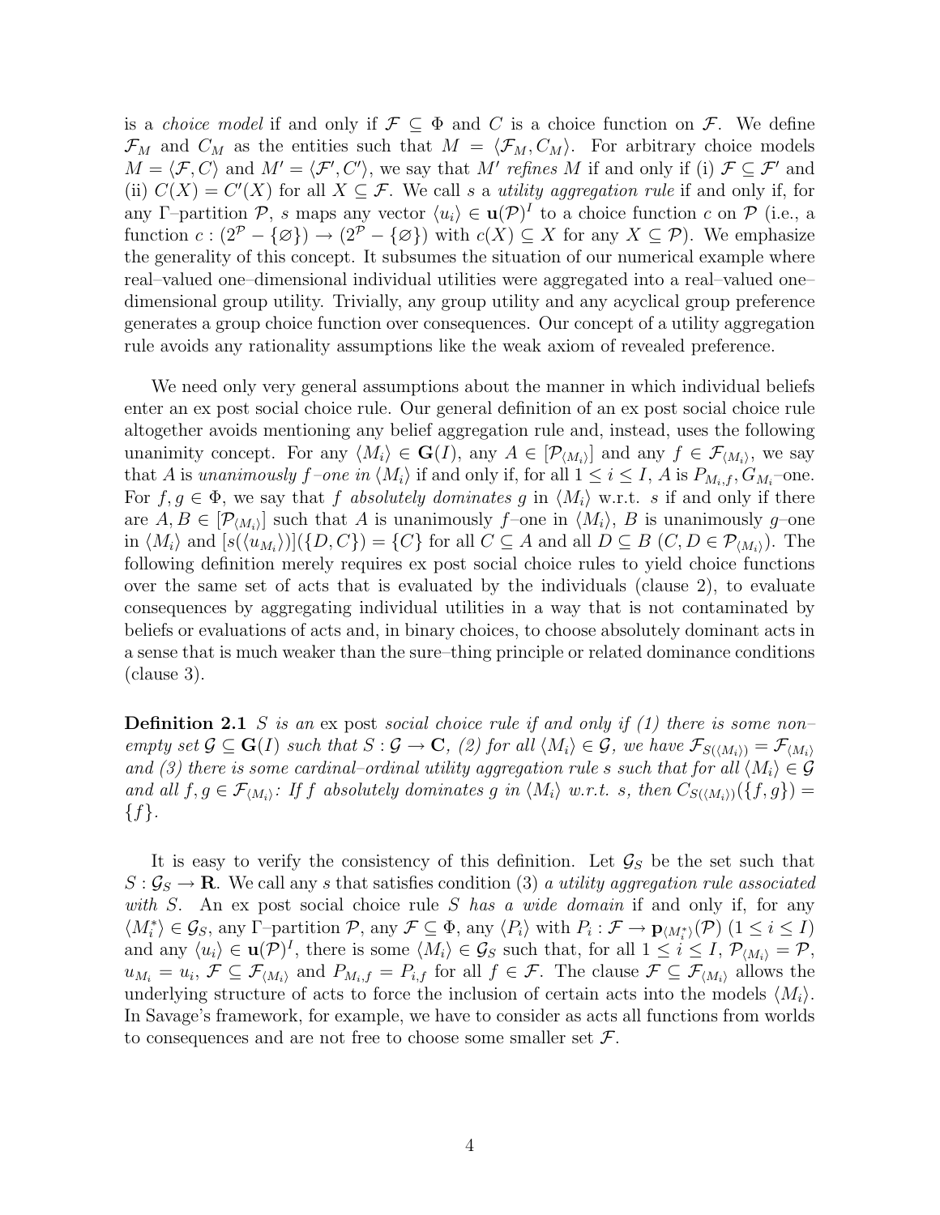is a *choice model* if and only if $\mathcal{F} \subseteq \Phi$ and $C$ is a choice function on $\mathcal{F}$. We define $\mathcal{F}_M$ and $C_M$ as the entities such that $M = \langle \mathcal{F}_M, C_M \rangle$. For arbitrary choice models $M = \langle \mathcal{F}, C \rangle$ and $M' = \langle \mathcal{F}', C' \rangle$, we say that $M'$ *refines* $M$ if and only if (i) $\mathcal{F} \subseteq \mathcal{F}'$ and (ii) $C(X) = C'(X)$ for all $X \subseteq \mathcal{F}$. We call $s$ a *utility aggregation rule* if and only if, for any $\Gamma$–partition $\mathcal{P}$, $s$ maps any vector $\langle u_i \rangle \in \mathbf{u}(\mathcal{P})^I$ to a choice function $c$ on $\mathcal{P}$ (i.e., a function $c : (2^{\mathcal{P}} - \{\varnothing\}) \to (2^{\mathcal{P}} - \{\varnothing\})$ with $c(X) \subseteq X$ for any $X \subseteq \mathcal{P}$). We emphasize the generality of this concept. It subsumes the situation of our numerical example where real–valued one–dimensional individual utilities were aggregated into a real–valued one–dimensional group utility. Trivially, any group utility and any acyclical group preference generates a group choice function over consequences. Our concept of a utility aggregation rule avoids any rationality assumptions like the weak axiom of revealed preference.

We need only very general assumptions about the manner in which individual beliefs enter an ex post social choice rule. Our general definition of an ex post social choice rule altogether avoids mentioning any belief aggregation rule and, instead, uses the following unanimity concept. For any $\langle M_i \rangle \in \mathbf{G}(I)$, any $A \in [\mathcal{P}_{\langle M_i \rangle}]$ and any $f \in \mathcal{F}_{\langle M_i \rangle}$, we say that $A$ is *unanimously $f$–one in* $\langle M_i \rangle$ if and only if, for all $1 \leq i \leq I$, $A$ is $P_{M_i,f}, G_{M_i}$–one. For $f, g \in \Phi$, we say that $f$ *absolutely dominates* $g$ in $\langle M_i \rangle$ w.r.t. $s$ if and only if there are $A, B \in [\mathcal{P}_{\langle M_i \rangle}]$ such that $A$ is unanimously $f$–one in $\langle M_i \rangle$, $B$ is unanimously $g$–one in $\langle M_i \rangle$ and $[s(\langle u_{M_i} \rangle)](\{D, C\}) = \{C\}$ for all $C \subseteq A$ and all $D \subseteq B$ ($C, D \in \mathcal{P}_{\langle M_i \rangle}$). The following definition merely requires ex post social choice rules to yield choice functions over the same set of acts that is evaluated by the individuals (clause 2), to evaluate consequences by aggregating individual utilities in a way that is not contaminated by beliefs or evaluations of acts and, in binary choices, to choose absolutely dominant acts in a sense that is much weaker than the sure–thing principle or related dominance conditions (clause 3).

**Definition 2.1** *$S$ is an* ex post *social choice rule if and only if (1) there is some non–empty set $\mathcal{G} \subseteq \mathbf{G}(I)$ such that $S : \mathcal{G} \to \mathbf{C}$, (2) for all $\langle M_i \rangle \in \mathcal{G}$, we have $\mathcal{F}_{S(\langle M_i \rangle)} = \mathcal{F}_{\langle M_i \rangle}$ and (3) there is some cardinal–ordinal utility aggregation rule $s$ such that for all $\langle M_i \rangle \in \mathcal{G}$ and all $f, g \in \mathcal{F}_{\langle M_i \rangle}$: If $f$ absolutely dominates $g$ in $\langle M_i \rangle$ w.r.t. $s$, then $C_{S(\langle M_i \rangle)}(\{f, g\}) = \{f\}$.*

It is easy to verify the consistency of this definition. Let $\mathcal{G}_S$ be the set such that $S : \mathcal{G}_S \to \mathbf{R}$. We call any $s$ that satisfies condition (3) *a utility aggregation rule associated with $S$*. An ex post social choice rule $S$ *has a wide domain* if and only if, for any $\langle M_i^* \rangle \in \mathcal{G}_S$, any $\Gamma$–partition $\mathcal{P}$, any $\mathcal{F} \subseteq \Phi$, any $\langle P_i \rangle$ with $P_i : \mathcal{F} \to \mathbf{p}_{\langle M_i^* \rangle}(\mathcal{P})$ $(1 \leq i \leq I)$ and any $\langle u_i \rangle \in \mathbf{u}(\mathcal{P})^I$, there is some $\langle M_i \rangle \in \mathcal{G}_S$ such that, for all $1 \leq i \leq I$, $\mathcal{P}_{\langle M_i \rangle} = \mathcal{P}$, $u_{M_i} = u_i$, $\mathcal{F} \subseteq \mathcal{F}_{\langle M_i \rangle}$ and $P_{M_i,f} = P_{i,f}$ for all $f \in \mathcal{F}$. The clause $\mathcal{F} \subseteq \mathcal{F}_{\langle M_i \rangle}$ allows the underlying structure of acts to force the inclusion of certain acts into the models $\langle M_i \rangle$. In Savage's framework, for example, we have to consider as acts all functions from worlds to consequences and are not free to choose some smaller set $\mathcal{F}$.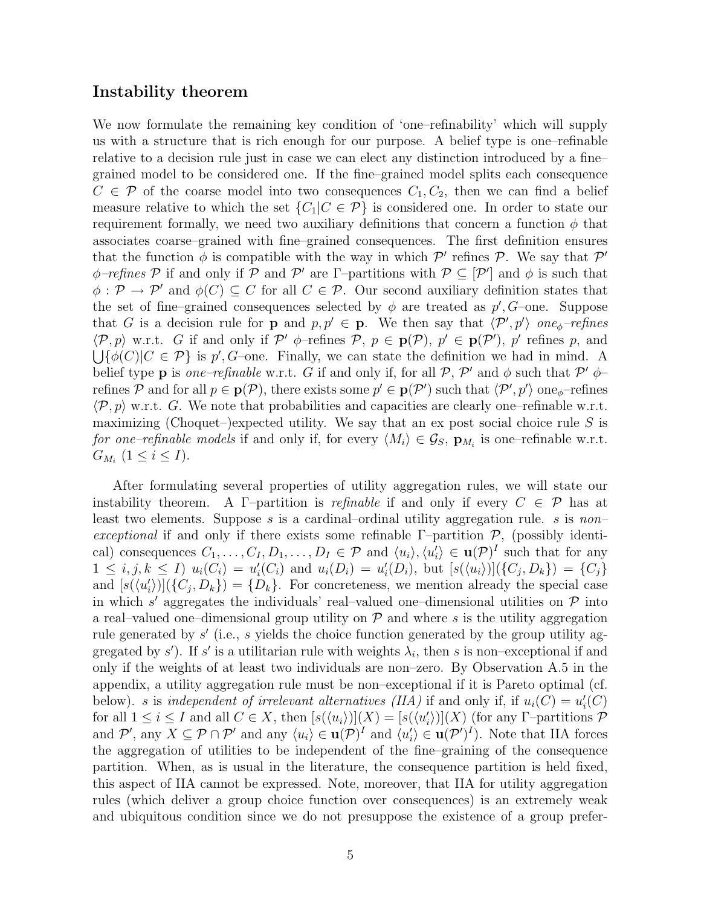## Instability theorem

We now formulate the remaining key condition of 'one–refinability' which will supply us with a structure that is rich enough for our purpose. A belief type is one–refinable relative to a decision rule just in case we can elect any distinction introduced by a fine–grained model to be considered one. If the fine–grained model splits each consequence $C \in \mathcal{P}$ of the coarse model into two consequences $C_1, C_2$, then we can find a belief measure relative to which the set $\{C_1|C \in \mathcal{P}\}$ is considered one. In order to state our requirement formally, we need two auxiliary definitions that concern a function $\phi$ that associates coarse–grained with fine–grained consequences. The first definition ensures that the function $\phi$ is compatible with the way in which $\mathcal{P}'$ refines $\mathcal{P}$. We say that $\mathcal{P}'$ *$\phi$–refines* $\mathcal{P}$ if and only if $\mathcal{P}$ and $\mathcal{P}'$ are $\Gamma$–partitions with $\mathcal{P} \subseteq [\mathcal{P}']$ and $\phi$ is such that $\phi : \mathcal{P} \to \mathcal{P}'$ and $\phi(C) \subseteq C$ for all $C \in \mathcal{P}$. Our second auxiliary definition states that the set of fine–grained consequences selected by $\phi$ are treated as $p', G$–one. Suppose that $G$ is a decision rule for $\mathbf{p}$ and $p, p' \in \mathbf{p}$. We then say that $\langle \mathcal{P}', p' \rangle$ *one$_\phi$–refines* $\langle \mathcal{P}, p \rangle$ w.r.t. $G$ if and only if $\mathcal{P}'$ $\phi$–refines $\mathcal{P}$, $p \in \mathbf{p}(\mathcal{P})$, $p' \in \mathbf{p}(\mathcal{P}')$, $p'$ refines $p$, and $\bigcup\{\phi(C)|C \in \mathcal{P}\}$ is $p', G$–one. Finally, we can state the definition we had in mind. A belief type $\mathbf{p}$ is *one–refinable* w.r.t. $G$ if and only if, for all $\mathcal{P}$, $\mathcal{P}'$ and $\phi$ such that $\mathcal{P}'$ $\phi$–refines $\mathcal{P}$ and for all $p \in \mathbf{p}(\mathcal{P})$, there exists some $p' \in \mathbf{p}(\mathcal{P}')$ such that $\langle \mathcal{P}', p' \rangle$ one$_\phi$–refines $\langle \mathcal{P}, p \rangle$ w.r.t. $G$. We note that probabilities and capacities are clearly one–refinable w.r.t. maximizing (Choquet–)expected utility. We say that an ex post social choice rule $S$ is *for one–refinable models* if and only if, for every $\langle M_i \rangle \in \mathcal{G}_S$, $\mathbf{p}_{M_i}$ is one–refinable w.r.t. $G_{M_i}$ $(1 \leq i \leq I)$.

After formulating several properties of utility aggregation rules, we will state our instability theorem. A $\Gamma$–partition is *refinable* if and only if every $C \in \mathcal{P}$ has at least two elements. Suppose $s$ is a cardinal–ordinal utility aggregation rule. $s$ is *non–exceptional* if and only if there exists some refinable $\Gamma$–partition $\mathcal{P}$, (possibly identical) consequences $C_1, \ldots, C_I, D_1, \ldots, D_I \in \mathcal{P}$ and $\langle u_i \rangle, \langle u'_i \rangle \in \mathbf{u}(\mathcal{P})^I$ such that for any $1 \leq i, j, k \leq I)$ $u_i(C_i) = u'_i(C_i)$ and $u_i(D_i) = u'_i(D_i)$, but $[s(\langle u_i \rangle)](\{C_j, D_k\}) = \{C_j\}$ and $[s(\langle u'_i \rangle)](\{C_j, D_k\}) = \{D_k\}$. For concreteness, we mention already the special case in which $s'$ aggregates the individuals' real–valued one–dimensional utilities on $\mathcal{P}$ into a real–valued one–dimensional group utility on $\mathcal{P}$ and where $s$ is the utility aggregation rule generated by $s'$ (i.e., $s$ yields the choice function generated by the group utility aggregated by $s'$). If $s'$ is a utilitarian rule with weights $\lambda_i$, then $s$ is non–exceptional if and only if the weights of at least two individuals are non–zero. By Observation A.5 in the appendix, a utility aggregation rule must be non–exceptional if it is Pareto optimal (cf. below). $s$ is *independent of irrelevant alternatives (IIA)* if and only if, if $u_i(C) = u'_i(C)$ for all $1 \leq i \leq I$ and all $C \in X$, then $[s(\langle u_i \rangle)](X) = [s(\langle u'_i \rangle)](X)$ (for any $\Gamma$–partitions $\mathcal{P}$ and $\mathcal{P}'$, any $X \subseteq \mathcal{P} \cap \mathcal{P}'$ and any $\langle u_i \rangle \in \mathbf{u}(\mathcal{P})^I$ and $\langle u'_i \rangle \in \mathbf{u}(\mathcal{P}')^I$). Note that IIA forces the aggregation of utilities to be independent of the fine–graining of the consequence partition. When, as is usual in the literature, the consequence partition is held fixed, this aspect of IIA cannot be expressed. Note, moreover, that IIA for utility aggregation rules (which deliver a group choice function over consequences) is an extremely weak and ubiquitous condition since we do not presuppose the existence of a group prefer-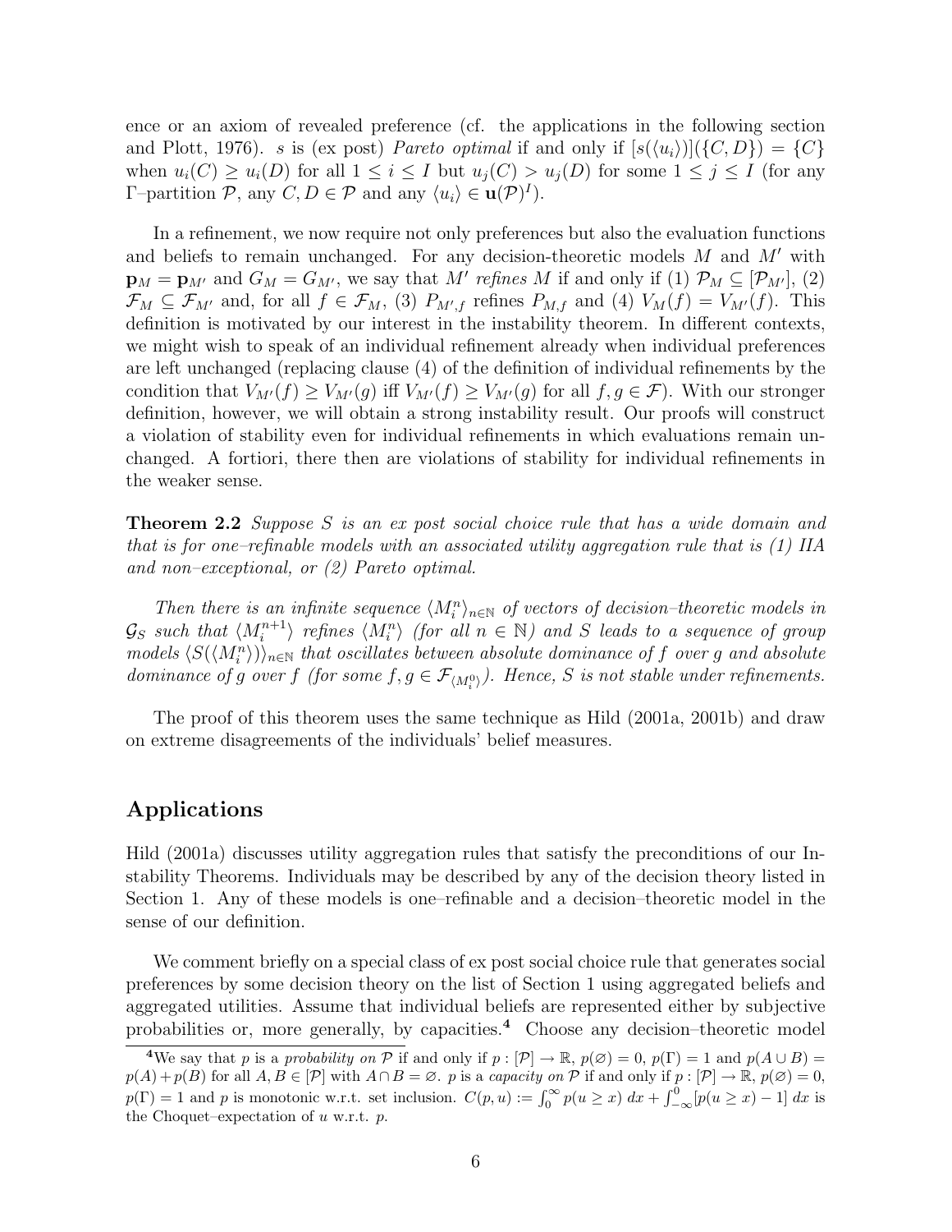ence or an axiom of revealed preference (cf. the applications in the following section and Plott, 1976). $s$ is (ex post) *Pareto optimal* if and only if $[s(\langle u_i \rangle)](\{C, D\}) = \{C\}$ when $u_i(C) \geq u_i(D)$ for all $1 \leq i \leq I$ but $u_j(C) > u_j(D)$ for some $1 \leq j \leq I$ (for any $\Gamma$–partition $\mathcal{P}$, any $C, D \in \mathcal{P}$ and any $\langle u_i \rangle \in \mathbf{u}(\mathcal{P})^I$).

In a refinement, we now require not only preferences but also the evaluation functions and beliefs to remain unchanged. For any decision-theoretic models $M$ and $M'$ with $\mathbf{p}_M = \mathbf{p}_{M'}$ and $G_M = G_{M'}$, we say that $M'$ *refines* $M$ if and only if (1) $\mathcal{P}_M \subseteq [\mathcal{P}_{M'}]$, (2) $\mathcal{F}_M \subseteq \mathcal{F}_{M'}$ and, for all $f \in \mathcal{F}_M$, (3) $P_{M',f}$ refines $P_{M,f}$ and (4) $V_M(f) = V_{M'}(f)$. This definition is motivated by our interest in the instability theorem. In different contexts, we might wish to speak of an individual refinement already when individual preferences are left unchanged (replacing clause (4) of the definition of individual refinements by the condition that $V_{M'}(f) \geq V_{M'}(g)$ iff $V_{M'}(f) \geq V_{M'}(g)$ for all $f, g \in \mathcal{F}$). With our stronger definition, however, we will obtain a strong instability result. Our proofs will construct a violation of stability even for individual refinements in which evaluations remain unchanged. A fortiori, there then are violations of stability for individual refinements in the weaker sense.

**Theorem 2.2** *Suppose $S$ is an ex post social choice rule that has a wide domain and that is for one–refinable models with an associated utility aggregation rule that is (1) IIA and non–exceptional, or (2) Pareto optimal.*

*Then there is an infinite sequence $\langle M_i^n \rangle_{n \in \mathbb{N}}$ of vectors of decision–theoretic models in $\mathcal{G}_S$ such that $\langle M_i^{n+1} \rangle$ refines $\langle M_i^n \rangle$ (for all $n \in \mathbb{N}$) and $S$ leads to a sequence of group models $\langle S(\langle M_i^n \rangle) \rangle_{n \in \mathbb{N}}$ that oscillates between absolute dominance of $f$ over $g$ and absolute dominance of $g$ over $f$ (for some $f, g \in \mathcal{F}_{\langle M_i^0 \rangle}$). Hence, $S$ is not stable under refinements.*

The proof of this theorem uses the same technique as Hild (2001a, 2001b) and draw on extreme disagreements of the individuals' belief measures.

## Applications

Hild (2001a) discusses utility aggregation rules that satisfy the preconditions of our Instability Theorems. Individuals may be described by any of the decision theory listed in Section 1. Any of these models is one–refinable and a decision–theoretic model in the sense of our definition.

We comment briefly on a special class of ex post social choice rule that generates social preferences by some decision theory on the list of Section 1 using aggregated beliefs and aggregated utilities. Assume that individual beliefs are represented either by subjective probabilities or, more generally, by capacities.[4] Choose any decision–theoretic model

[4] We say that $p$ is a *probability on* $\mathcal{P}$ if and only if $p : [\mathcal{P}] \to \mathbb{R}$, $p(\varnothing) = 0$, $p(\Gamma) = 1$ and $p(A \cup B) = p(A) + p(B)$ for all $A, B \in [\mathcal{P}]$ with $A \cap B = \varnothing$. $p$ is a *capacity on* $\mathcal{P}$ if and only if $p : [\mathcal{P}] \to \mathbb{R}$, $p(\varnothing) = 0$, $p(\Gamma) = 1$ and $p$ is monotonic w.r.t. set inclusion. $C(p, u) := \int_0^\infty p(u \geq x)\, dx + \int_{-\infty}^0 [p(u \geq x) - 1]\, dx$ is the Choquet–expectation of $u$ w.r.t. $p$.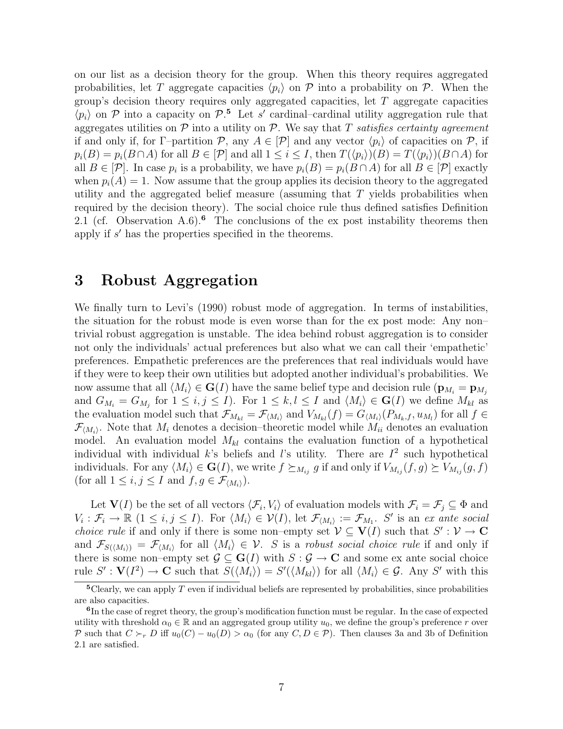on our list as a decision theory for the group. When this theory requires aggregated probabilities, let $T$ aggregate capacities $\langle p_i \rangle$ on $\mathcal{P}$ into a probability on $\mathcal{P}$. When the group's decision theory requires only aggregated capacities, let $T$ aggregate capacities $\langle p_i \rangle$ on $\mathcal{P}$ into a capacity on $\mathcal{P}$.[5] Let $s'$ cardinal–cardinal utility aggregation rule that aggregates utilities on $\mathcal{P}$ into a utility on $\mathcal{P}$. We say that $T$ *satisfies certainty agreement* if and only if, for $\Gamma$–partition $\mathcal{P}$, any $A \in [\mathcal{P}]$ and any vector $\langle p_i \rangle$ of capacities on $\mathcal{P}$, if $p_i(B) = p_i(B \cap A)$ for all $B \in [\mathcal{P}]$ and all $1 \leq i \leq I$, then $T(\langle p_i \rangle)(B) = T(\langle p_i \rangle)(B \cap A)$ for all $B \in [\mathcal{P}]$. In case $p_i$ is a probability, we have $p_i(B) = p_i(B \cap A)$ for all $B \in [\mathcal{P}]$ exactly when $p_i(A) = 1$. Now assume that the group applies its decision theory to the aggregated utility and the aggregated belief measure (assuming that $T$ yields probabilities when required by the decision theory). The social choice rule thus defined satisfies Definition 2.1 (cf. Observation A.6).[6] The conclusions of the ex post instability theorems then apply if $s'$ has the properties specified in the theorems.

## 3 Robust Aggregation

We finally turn to Levi's (1990) robust mode of aggregation. In terms of instabilities, the situation for the robust mode is even worse than for the ex post mode: Any non–trivial robust aggregation is unstable. The idea behind robust aggregation is to consider not only the individuals' actual preferences but also what we can call their 'empathetic' preferences. Empathetic preferences are the preferences that real individuals would have if they were to keep their own utilities but adopted another individual's probabilities. We now assume that all $\langle M_i \rangle \in \mathbf{G}(I)$ have the same belief type and decision rule ($\mathbf{p}_{M_i} = \mathbf{p}_{M_j}$ and $G_{M_i} = G_{M_j}$ for $1 \leq i, j \leq I$). For $1 \leq k, l \leq I$ and $\langle M_i \rangle \in \mathbf{G}(I)$ we define $M_{kl}$ as the evaluation model such that $\mathcal{F}_{M_{kl}} = \mathcal{F}_{\langle M_i \rangle}$ and $V_{M_{kl}}(f) = G_{\langle M_i \rangle}(P_{M_k,f}, u_{M_l})$ for all $f \in \mathcal{F}_{\langle M_i \rangle}$. Note that $M_i$ denotes a decision–theoretic model while $M_{ii}$ denotes an evaluation model. An evaluation model $M_{kl}$ contains the evaluation function of a hypothetical individual with individual $k$'s beliefs and $l$'s utility. There are $I^2$ such hypothetical individuals. For any $\langle M_i \rangle \in \mathbf{G}(I)$, we write $f \succeq_{M_{ij}} g$ if and only if $V_{M_{ij}}(f, g) \succeq V_{M_{ij}}(g, f)$ (for all $1 \leq i, j \leq I$ and $f, g \in \mathcal{F}_{\langle M_i \rangle}$).

Let $\mathbf{V}(I)$ be the set of all vectors $\langle \mathcal{F}_i, V_i \rangle$ of evaluation models with $\mathcal{F}_i = \mathcal{F}_j \subseteq \Phi$ and $V_i : \mathcal{F}_i \to \mathbb{R}$ ($1 \leq i, j \leq I$). For $\langle M_i \rangle \in \mathcal{V}(I)$, let $\mathcal{F}_{\langle M_i \rangle} := \mathcal{F}_{M_1}$. $S'$ is an *ex ante social choice rule* if and only if there is some non–empty set $\mathcal{V} \subseteq \mathbf{V}(I)$ such that $S' : \mathcal{V} \to \mathbf{C}$ and $\mathcal{F}_{S(\langle M_i \rangle)} = \mathcal{F}_{\langle M_i \rangle}$ for all $\langle M_i \rangle \in \mathcal{V}$. $S$ is a *robust social choice rule* if and only if there is some non–empty set $\mathcal{G} \subseteq \mathbf{G}(I)$ with $S : \mathcal{G} \to \mathbf{C}$ and some ex ante social choice rule $S' : \mathbf{V}(I^2) \to \mathbf{C}$ such that $S(\langle M_i \rangle) = S'(\langle M_{kl} \rangle)$ for all $\langle M_i \rangle \in \mathcal{G}$. Any $S'$ with this

[5] Clearly, we can apply $T$ even if individual beliefs are represented by probabilities, since probabilities are also capacities.

[6] In the case of regret theory, the group's modification function must be regular. In the case of expected utility with threshold $\alpha_0 \in \mathbb{R}$ and an aggregated group utility $u_0$, we define the group's preference $r$ over $\mathcal{P}$ such that $C \succ_r D$ iff $u_0(C) - u_0(D) > \alpha_0$ (for any $C, D \in \mathcal{P}$). Then clauses 3a and 3b of Definition 2.1 are satisfied.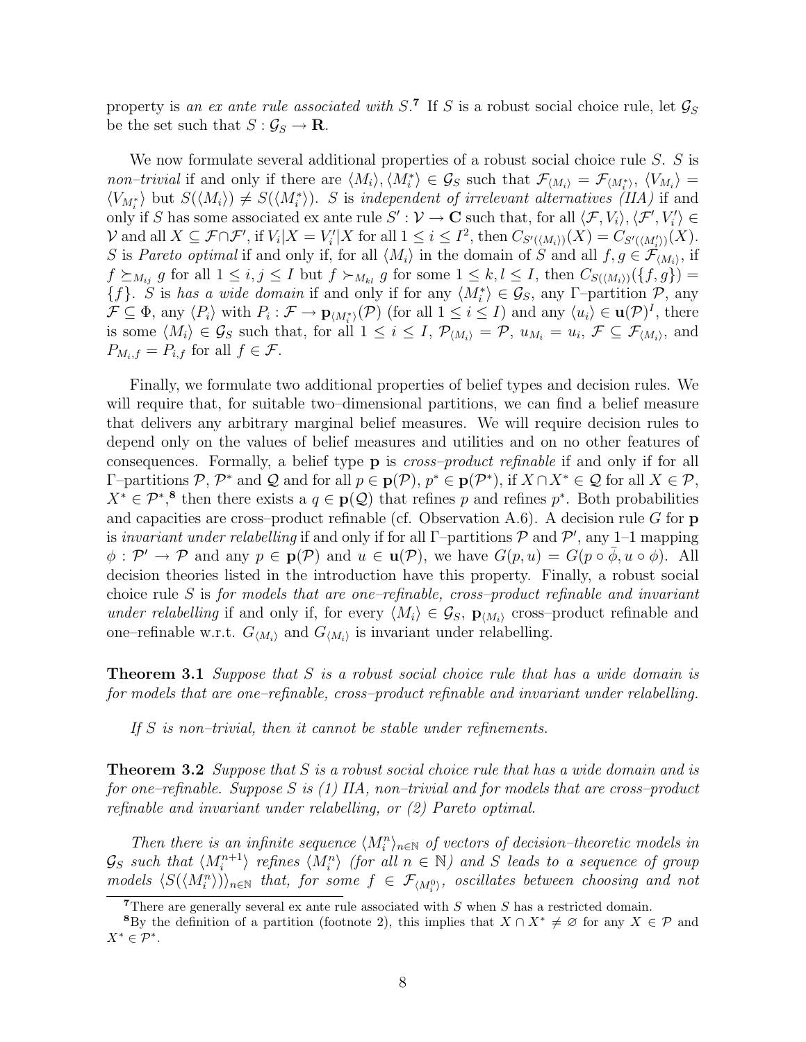property is *an ex ante rule associated with S*.[7] If $S$ is a robust social choice rule, let $\mathcal{G}_S$ be the set such that $S : \mathcal{G}_S \to \mathbf{R}$.

We now formulate several additional properties of a robust social choice rule $S$. $S$ is *non–trivial* if and only if there are $\langle M_i \rangle, \langle M_i^* \rangle \in \mathcal{G}_S$ such that $\mathcal{F}_{\langle M_i \rangle} = \mathcal{F}_{\langle M_i^* \rangle}$, $\langle V_{M_i} \rangle = \langle V_{M_i^*} \rangle$ but $S(\langle M_i \rangle) \neq S(\langle M_i^* \rangle)$. $S$ is *independent of irrelevant alternatives (IIA)* if and only if $S$ has some associated ex ante rule $S' : \mathcal{V} \to \mathbf{C}$ such that, for all $\langle \mathcal{F}, V_i \rangle, \langle \mathcal{F}', V_i' \rangle \in \mathcal{V}$ and all $X \subseteq \mathcal{F} \cap \mathcal{F}'$, if $V_i|X = V_i'|X$ for all $1 \leq i \leq I^2$, then $C_{S'(\langle M_i \rangle)}(X) = C_{S'(\langle M_i' \rangle)}(X)$. $S$ is *Pareto optimal* if and only if, for all $\langle M_i \rangle$ in the domain of $S$ and all $f, g \in \mathcal{F}_{\langle M_i \rangle}$, if $f \succeq_{M_{ij}} g$ for all $1 \leq i, j \leq I$ but $f \succ_{M_{kl}} g$ for some $1 \leq k, l \leq I$, then $C_{S(\langle M_i \rangle)}(\{f, g\}) = \{f\}$. $S$ is *has a wide domain* if and only if for any $\langle M_i^* \rangle \in \mathcal{G}_S$, any $\Gamma$–partition $\mathcal{P}$, any $\mathcal{F} \subseteq \Phi$, any $\langle P_i \rangle$ with $P_i : \mathcal{F} \to \mathbf{p}_{\langle M_i^* \rangle}(\mathcal{P})$ (for all $1 \leq i \leq I$) and any $\langle u_i \rangle \in \mathbf{u}(\mathcal{P})^I$, there is some $\langle M_i \rangle \in \mathcal{G}_S$ such that, for all $1 \leq i \leq I$, $\mathcal{P}_{\langle M_i \rangle} = \mathcal{P}$, $u_{M_i} = u_i$, $\mathcal{F} \subseteq \mathcal{F}_{\langle M_i \rangle}$, and $P_{M_i, f} = P_{i,f}$ for all $f \in \mathcal{F}$.

Finally, we formulate two additional properties of belief types and decision rules. We will require that, for suitable two–dimensional partitions, we can find a belief measure that delivers any arbitrary marginal belief measures. We will require decision rules to depend only on the values of belief measures and utilities and on no other features of consequences. Formally, a belief type $\mathbf{p}$ is *cross–product refinable* if and only if for all $\Gamma$–partitions $\mathcal{P}$, $\mathcal{P}^*$ and $\mathcal{Q}$ and for all $p \in \mathbf{p}(\mathcal{P})$, $p^* \in \mathbf{p}(\mathcal{P}^*)$, if $X \cap X^* \in \mathcal{Q}$ for all $X \in \mathcal{P}$, $X^* \in \mathcal{P}^*$,[8] then there exists a $q \in \mathbf{p}(\mathcal{Q})$ that refines $p$ and refines $p^*$. Both probabilities and capacities are cross–product refinable (cf. Observation A.6). A decision rule $G$ for $\mathbf{p}$ is *invariant under relabelling* if and only if for all $\Gamma$–partitions $\mathcal{P}$ and $\mathcal{P}'$, any 1–1 mapping $\phi : \mathcal{P}' \to \mathcal{P}$ and any $p \in \mathbf{p}(\mathcal{P})$ and $u \in \mathbf{u}(\mathcal{P})$, we have $G(p, u) = G(p \circ \bar{\phi}, u \circ \phi)$. All decision theories listed in the introduction have this property. Finally, a robust social choice rule $S$ is *for models that are one–refinable, cross–product refinable and invariant under relabelling* if and only if, for every $\langle M_i \rangle \in \mathcal{G}_S$, $\mathbf{p}_{\langle M_i \rangle}$ cross–product refinable and one–refinable w.r.t. $G_{\langle M_i \rangle}$ and $G_{\langle M_i \rangle}$ is invariant under relabelling.

**Theorem 3.1** *Suppose that $S$ is a robust social choice rule that has a wide domain is for models that are one–refinable, cross–product refinable and invariant under relabelling.*

*If $S$ is non–trivial, then it cannot be stable under refinements.*

**Theorem 3.2** *Suppose that $S$ is a robust social choice rule that has a wide domain and is for one–refinable. Suppose $S$ is (1) IIA, non–trivial and for models that are cross–product refinable and invariant under relabelling, or (2) Pareto optimal.*

*Then there is an infinite sequence $\langle M_i^n \rangle_{n \in \mathbb{N}}$ of vectors of decision–theoretic models in $\mathcal{G}_S$ such that $\langle M_i^{n+1} \rangle$ refines $\langle M_i^n \rangle$ (for all $n \in \mathbb{N}$) and $S$ leads to a sequence of group models $\langle S(\langle M_i^n \rangle) \rangle_{n \in \mathbb{N}}$ that, for some $f \in \mathcal{F}_{\langle M_i^0 \rangle}$, oscillates between choosing and not*

[7] There are generally several ex ante rule associated with $S$ when $S$ has a restricted domain.

[8] By the definition of a partition (footnote 2), this implies that $X \cap X^* \neq \varnothing$ for any $X \in \mathcal{P}$ and $X^* \in \mathcal{P}^*$.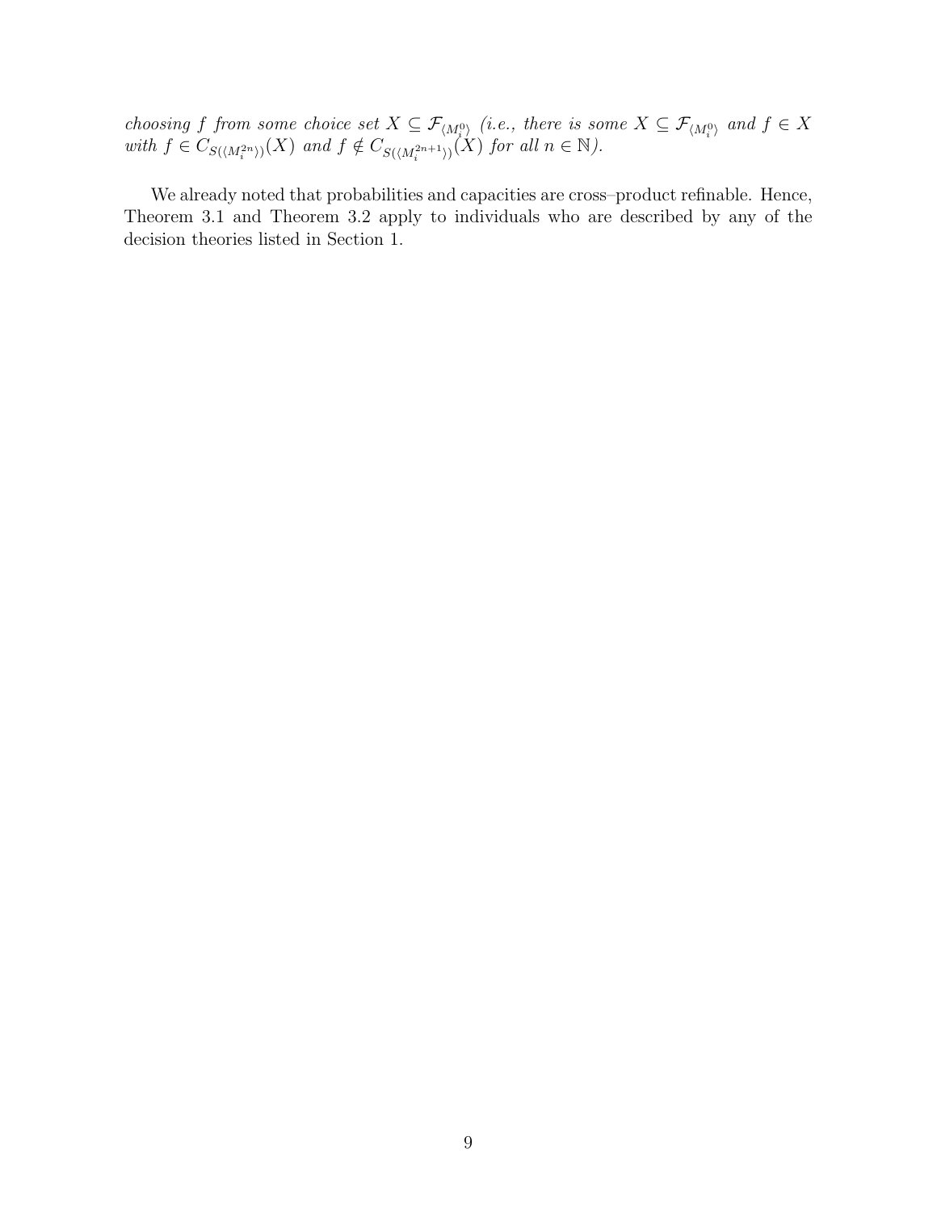*choosing $f$ from some choice set $X \subseteq \mathcal{F}_{\langle M_i^0 \rangle}$ (i.e., there is some $X \subseteq \mathcal{F}_{\langle M_i^0 \rangle}$ and $f \in X$ with $f \in C_{S(\langle M_i^{2n} \rangle)}(X)$ and $f \notin C_{S(\langle M_i^{2n+1} \rangle)}(X)$ for all $n \in \mathbb{N}$).*

We already noted that probabilities and capacities are cross–product refinable. Hence, Theorem 3.1 and Theorem 3.2 apply to individuals who are described by any of the decision theories listed in Section 1.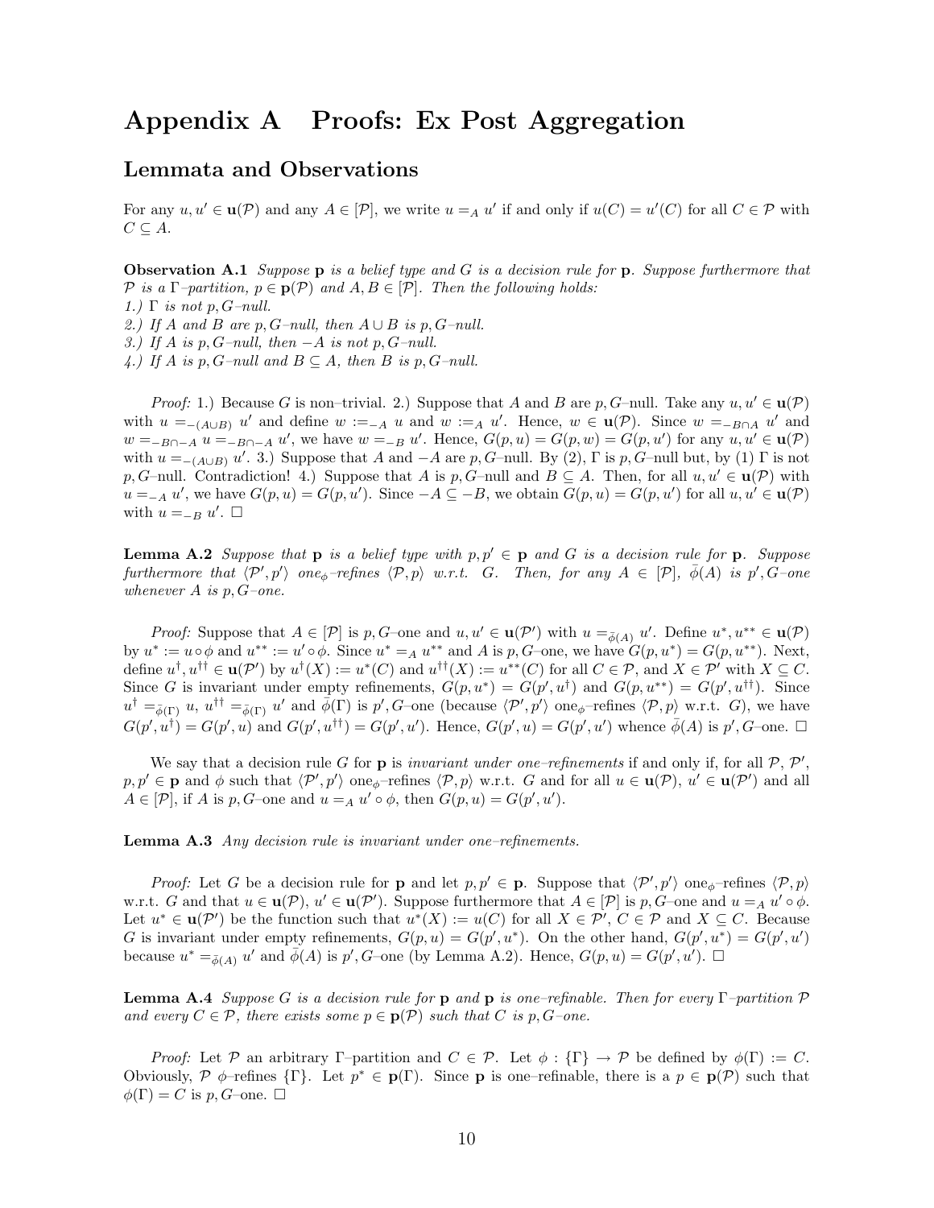# Appendix A Proofs: Ex Post Aggregation

## Lemmata and Observations

For any $u, u' \in \mathbf{u}(\mathcal{P})$ and any $A \in [\mathcal{P}]$, we write $u =_A u'$ if and only if $u(C) = u'(C)$ for all $C \in \mathcal{P}$ with $C \subseteq A$.

**Observation A.1** *Suppose $\mathbf{p}$ is a belief type and $G$ is a decision rule for $\mathbf{p}$. Suppose furthermore that $\mathcal{P}$ is a $\Gamma$–partition, $p \in \mathbf{p}(\mathcal{P})$ and $A, B \in [\mathcal{P}]$. Then the following holds:*
*1.) $\Gamma$ is not $p, G$–null.*
*2.) If $A$ and $B$ are $p, G$–null, then $A \cup B$ is $p, G$–null.*
*3.) If $A$ is $p, G$–null, then $-A$ is not $p, G$–null.*
*4.) If $A$ is $p, G$–null and $B \subseteq A$, then $B$ is $p, G$–null.*

*Proof:* 1.) Because $G$ is non–trivial. 2.) Suppose that $A$ and $B$ are $p, G$–null. Take any $u, u' \in \mathbf{u}(\mathcal{P})$ with $u =_{-(A \cup B)} u'$ and define $w :=_{-A} u$ and $w :=_A u'$. Hence, $w \in \mathbf{u}(\mathcal{P})$. Since $w =_{-B \cap A} u'$ and $w =_{-B \cap -A} u =_{-B \cap -A} u'$, we have $w =_{-B} u'$. Hence, $G(p, u) = G(p, w) = G(p, u')$ for any $u, u' \in \mathbf{u}(\mathcal{P})$ with $u =_{-(A \cup B)} u'$. 3.) Suppose that $A$ and $-A$ are $p, G$–null. By (2), $\Gamma$ is $p, G$–null but, by (1) $\Gamma$ is not $p, G$–null. Contradiction! 4.) Suppose that $A$ is $p, G$–null and $B \subseteq A$. Then, for all $u, u' \in \mathbf{u}(\mathcal{P})$ with $u =_{-A} u'$, we have $G(p, u) = G(p, u')$. Since $-A \subseteq -B$, we obtain $G(p, u) = G(p, u')$ for all $u, u' \in \mathbf{u}(\mathcal{P})$ with $u =_{-B} u'$. $\square$

**Lemma A.2** *Suppose that $\mathbf{p}$ is a belief type with $p, p' \in \mathbf{p}$ and $G$ is a decision rule for $\mathbf{p}$. Suppose furthermore that $\langle \mathcal{P}', p' \rangle$ one$_\phi$–refines $\langle \mathcal{P}, p \rangle$ w.r.t. $G$. Then, for any $A \in [\mathcal{P}]$, $\bar{\phi}(A)$ is $p', G$–one whenever $A$ is $p, G$–one.*

*Proof:* Suppose that $A \in [\mathcal{P}]$ is $p, G$–one and $u, u' \in \mathbf{u}(\mathcal{P}')$ with $u =_{\bar{\phi}(A)} u'$. Define $u^*, u^{**} \in \mathbf{u}(\mathcal{P})$ by $u^* := u \circ \phi$ and $u^{**} := u' \circ \phi$. Since $u^* =_A u^{**}$ and $A$ is $p, G$–one, we have $G(p, u^*) = G(p, u^{**})$. Next, define $u^\dagger, u^{\dagger\dagger} \in \mathbf{u}(\mathcal{P}')$ by $u^\dagger(X) := u^*(C)$ and $u^{\dagger\dagger}(X) := u^{**}(C)$ for all $C \in \mathcal{P}$, and $X \in \mathcal{P}'$ with $X \subseteq C$. Since $G$ is invariant under empty refinements, $G(p, u^*) = G(p', u^\dagger)$ and $G(p, u^{**}) = G(p', u^{\dagger\dagger})$. Since $u^\dagger =_{\bar{\phi}(\Gamma)} u$, $u^{\dagger\dagger} =_{\bar{\phi}(\Gamma)} u'$ and $\bar{\phi}(\Gamma)$ is $p', G$–one (because $\langle \mathcal{P}', p' \rangle$ one$_\phi$–refines $\langle \mathcal{P}, p \rangle$ w.r.t. $G$), we have $G(p', u^\dagger) = G(p', u)$ and $G(p', u^{\dagger\dagger}) = G(p', u')$. Hence, $G(p', u) = G(p', u')$ whence $\bar{\phi}(A)$ is $p', G$–one. $\square$

We say that a decision rule $G$ for $\mathbf{p}$ is *invariant under one–refinements* if and only if, for all $\mathcal{P}$, $\mathcal{P}'$, $p, p' \in \mathbf{p}$ and $\phi$ such that $\langle \mathcal{P}', p' \rangle$ one$_\phi$–refines $\langle \mathcal{P}, p \rangle$ w.r.t. $G$ and for all $u \in \mathbf{u}(\mathcal{P})$, $u' \in \mathbf{u}(\mathcal{P}')$ and all $A \in [\mathcal{P}]$, if $A$ is $p, G$–one and $u =_A u' \circ \phi$, then $G(p, u) = G(p', u')$.

**Lemma A.3** *Any decision rule is invariant under one–refinements.*

*Proof:* Let $G$ be a decision rule for $\mathbf{p}$ and let $p, p' \in \mathbf{p}$. Suppose that $\langle \mathcal{P}', p' \rangle$ one$_\phi$–refines $\langle \mathcal{P}, p \rangle$ w.r.t. $G$ and that $u \in \mathbf{u}(\mathcal{P})$, $u' \in \mathbf{u}(\mathcal{P}')$. Suppose furthermore that $A \in [\mathcal{P}]$ is $p, G$–one and $u =_A u' \circ \phi$. Let $u^* \in \mathbf{u}(\mathcal{P}')$ be the function such that $u^*(X) := u(C)$ for all $X \in \mathcal{P}'$, $C \in \mathcal{P}$ and $X \subseteq C$. Because $G$ is invariant under empty refinements, $G(p, u) = G(p', u^*)$. On the other hand, $G(p', u^*) = G(p', u')$ because $u^* =_{\bar{\phi}(A)} u'$ and $\bar{\phi}(A)$ is $p', G$–one (by Lemma A.2). Hence, $G(p, u) = G(p', u')$. $\square$

**Lemma A.4** *Suppose $G$ is a decision rule for $\mathbf{p}$ and $\mathbf{p}$ is one–refinable. Then for every $\Gamma$–partition $\mathcal{P}$ and every $C \in \mathcal{P}$, there exists some $p \in \mathbf{p}(\mathcal{P})$ such that $C$ is $p, G$–one.*

*Proof:* Let $\mathcal{P}$ an arbitrary $\Gamma$–partition and $C \in \mathcal{P}$. Let $\phi : \{\Gamma\} \to \mathcal{P}$ be defined by $\phi(\Gamma) := C$. Obviously, $\mathcal{P}$ $\phi$–refines $\{\Gamma\}$. Let $p^* \in \mathbf{p}(\Gamma)$. Since $\mathbf{p}$ is one–refinable, there is a $p \in \mathbf{p}(\mathcal{P})$ such that $\phi(\Gamma) = C$ is $p, G$–one. $\square$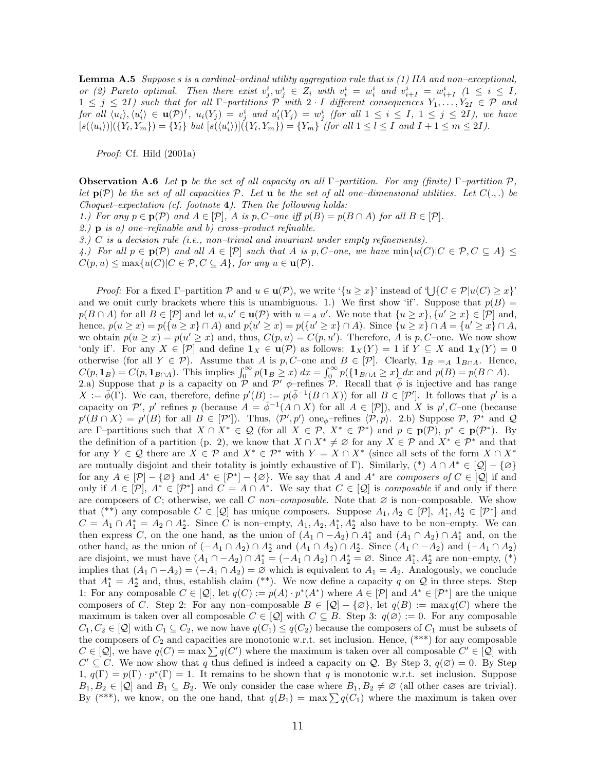**Lemma A.5** *Suppose $s$ is a cardinal–ordinal utility aggregation rule that is (1) IIA and non–exceptional, or (2) Pareto optimal. Then there exist $v_j^i, w_j^i \in Z_i$ with $v_i^i = w_i^i$ and $v_{i+I}^i = w_{i+I}^i$ ($1 \leq i \leq I$, $1 \leq j \leq 2I$) such that for all $\Gamma$–partitions $\mathcal{P}$ with $2 \cdot I$ different consequences $Y_1, \ldots, Y_{2I} \in \mathcal{P}$ and for all $\langle u_i \rangle, \langle u_i' \rangle \in \mathbf{u}(\mathcal{P})^I$, $u_i(Y_j) = v_j^i$ and $u_i'(Y_j) = w_j^i$ (for all $1 \leq i \leq I$, $1 \leq j \leq 2I$), we have $[s(\langle u_i \rangle)](\{Y_l, Y_m\}) = \{Y_l\}$ but $[s(\langle u_i' \rangle)](\{Y_l, Y_m\}) = \{Y_m\}$ (for all $1 \leq l \leq I$ and $I + 1 \leq m \leq 2I$).*

*Proof:* Cf. Hild (2001a)

**Observation A.6** *Let $\mathbf{p}$ be the set of all capacity on all $\Gamma$–partition. For any (finite) $\Gamma$–partition $\mathcal{P}$, let $\mathbf{p}(\mathcal{P})$ be the set of all capacities $\mathcal{P}$. Let $\mathbf{u}$ be the set of all one–dimensional utilities. Let $C(.,.)$ be Choquet–expectation (cf. footnote* **4***). Then the following holds:*
*1.) For any $p \in \mathbf{p}(\mathcal{P})$ and $A \in [\mathcal{P}]$, $A$ is $p, C$–one iff $p(B) = p(B \cap A)$ for all $B \in [\mathcal{P}]$.*
*2.) $\mathbf{p}$ is a) one–refinable and b) cross–product refinable.*
*3.) $C$ is a decision rule (i.e., non–trivial and invariant under empty refinements).*
*4.) For all $p \in \mathbf{p}(\mathcal{P})$ and all $A \in [\mathcal{P}]$ such that $A$ is $p, C$–one, we have $\min\{u(C) | C \in \mathcal{P}, C \subseteq A\} \leq C(p, u) \leq \max\{u(C) | C \in \mathcal{P}, C \subseteq A\}$, for any $u \in \mathbf{u}(\mathcal{P})$.*

*Proof:* For a fixed $\Gamma$–partition $\mathcal{P}$ and $u \in \mathbf{u}(\mathcal{P})$, we write '$\{u \geq x\}$' instead of '$\bigcup\{C \in \mathcal{P} | u(C) \geq x\}$' and we omit curly brackets where this is unambiguous. 1.) We first show 'if'. Suppose that $p(B) = p(B \cap A)$ for all $B \in [\mathcal{P}]$ and let $u, u' \in \mathbf{u}(\mathcal{P})$ with $u =_A u'$. We note that $\{u \geq x\}, \{u' \geq x\} \in [\mathcal{P}]$ and, hence, $p(u \geq x) = p(\{u \geq x\} \cap A)$ and $p(u' \geq x) = p(\{u' \geq x\} \cap A)$. Since $\{u \geq x\} \cap A = \{u' \geq x\} \cap A$, we obtain $p(u \geq x) = p(u' \geq x)$ and, thus, $C(p, u) = C(p, u')$. Therefore, $A$ is $p, C$–one. We now show 'only if'. For any $X \in [\mathcal{P}]$ and define $\mathbf{1}_X \in \mathbf{u}(\mathcal{P})$ as follows: $\mathbf{1}_X(Y) = 1$ if $Y \subseteq X$ and $\mathbf{1}_X(Y) = 0$ otherwise (for all $Y \in \mathcal{P}$). Assume that $A$ is $p, C$–one and $B \in [\mathcal{P}]$. Clearly, $\mathbf{1}_B =_A \mathbf{1}_{B \cap A}$. Hence, $C(p, \mathbf{1}_B) = C(p, \mathbf{1}_{B \cap A})$. This implies $\int_0^\infty p(\mathbf{1}_B \geq x)\, dx = \int_0^\infty p(\{\mathbf{1}_{B \cap A} \geq x\}\, dx$ and $p(B) = p(B \cap A)$.
2.a) Suppose that $p$ is a capacity on $\mathcal{P}$ and $\mathcal{P}'$ $\phi$–refines $\mathcal{P}$. Recall that $\bar{\phi}$ is injective and has range $X := \bar{\phi}(\Gamma)$. We can, therefore, define $p'(B) := p(\bar{\phi}^{-1}(B \cap X))$ for all $B \in [\mathcal{P}']$. It follows that $p'$ is a capacity on $\mathcal{P}'$, $p'$ refines $p$ (because $A = \bar{\phi}^{-1}(A \cap X)$ for all $A \in [\mathcal{P}]$), and $X$ is $p', C$–one (because $p'(B \cap X) = p'(B)$ for all $B \in [\mathcal{P}']$). Thus, $\langle \mathcal{P}', p' \rangle$ one$_\phi$–refines $\langle \mathcal{P}, p \rangle$. 2.b) Suppose $\mathcal{P}$, $\mathcal{P}^*$ and $\mathcal{Q}$ are $\Gamma$–partitions such that $X \cap X^* \in \mathcal{Q}$ (for all $X \in \mathcal{P}$, $X^* \in \mathcal{P}^*$) and $p \in \mathbf{p}(\mathcal{P})$, $p^* \in \mathbf{p}(\mathcal{P}^*)$. By the definition of a partition (p. 2), we know that $X \cap X^* \neq \varnothing$ for any $X \in \mathcal{P}$ and $X^* \in \mathcal{P}^*$ and that for any $Y \in \mathcal{Q}$ there are $X \in \mathcal{P}$ and $X^* \in \mathcal{P}^*$ with $Y = X \cap X^*$ (since all sets of the form $X \cap X^*$ are mutually disjoint and their totality is jointly exhaustive of $\Gamma$). Similarly, (*) $A \cap A^* \in [\mathcal{Q}] - \{\varnothing\}$ for any $A \in [\mathcal{P}] - \{\varnothing\}$ and $A^* \in [\mathcal{P}^*] - \{\varnothing\}$. We say that $A$ and $A^*$ are *composers of* $C \in [\mathcal{Q}]$ if and only if $A \in [\mathcal{P}]$, $A^* \in [\mathcal{P}^*]$ and $C = A \cap A^*$. We say that $C \in [\mathcal{Q}]$ is *composable* if and only if there are composers of $C$; otherwise, we call $C$ *non–composable*. Note that $\varnothing$ is non–composable. We show that (**) any composable $C \in [\mathcal{Q}]$ has unique composers. Suppose $A_1, A_2 \in [\mathcal{P}]$, $A_1^*, A_2^* \in [\mathcal{P}^*]$ and $C = A_1 \cap A_1^* = A_2 \cap A_2^*$. Since $C$ is non–empty, $A_1, A_2, A_1^*, A_2^*$ also have to be non–empty. We can then express $C$, on the one hand, as the union of $(A_1 \cap -A_2) \cap A_1^*$ and $(A_1 \cap A_2) \cap A_1^*$ and, on the other hand, as the union of $(-A_1 \cap A_2) \cap A_2^*$ and $(A_1 \cap A_2) \cap A_2^*$. Since $(A_1 \cap -A_2)$ and $(-A_1 \cap A_2)$ are disjoint, we must have $(A_1 \cap -A_2) \cap A_1^* = (-A_1 \cap A_2) \cap A_2^* = \varnothing$. Since $A_1^*, A_2^*$ are non–empty, (*) implies that $(A_1 \cap -A_2) = (-A_1 \cap A_2) = \varnothing$ which is equivalent to $A_1 = A_2$. Analogously, we conclude that $A_1^* = A_2^*$ and, thus, establish claim (**). We now define a capacity $q$ on $\mathcal{Q}$ in three steps. Step 1: For any composable $C \in [\mathcal{Q}]$, let $q(C) := p(A) \cdot p^*(A^*)$ where $A \in [\mathcal{P}]$ and $A^* \in [\mathcal{P}^*]$ are the unique composers of $C$. Step 2: For any non–composable $B \in [\mathcal{Q}] - \{\varnothing\}$, let $q(B) := \max q(C)$ where the maximum is taken over all composable $C \in [\mathcal{Q}]$ with $C \subseteq B$. Step 3: $q(\varnothing) := 0$. For any composable $C_1, C_2 \in [\mathcal{Q}]$ with $C_1 \subseteq C_2$, we now have $q(C_1) \leq q(C_2)$ because the composers of $C_1$ must be subsets of the composers of $C_2$ and capacities are monotonic w.r.t. set inclusion. Hence, (***) for any composable $C \in [\mathcal{Q}]$, we have $q(C) = \max \sum q(C')$ where the maximum is taken over all composable $C' \in [\mathcal{Q}]$ with $C' \subseteq C$. We now show that $q$ thus defined is indeed a capacity on $\mathcal{Q}$. By Step 3, $q(\varnothing) = 0$. By Step 1, $q(\Gamma) = p(\Gamma) \cdot p^*(\Gamma) = 1$. It remains to be shown that $q$ is monotonic w.r.t. set inclusion. Suppose $B_1, B_2 \in [\mathcal{Q}]$ and $B_1 \subseteq B_2$. We only consider the case where $B_1, B_2 \neq \varnothing$ (all other cases are trivial). By (***), we know, on the one hand, that $q(B_1) = \max \sum q(C_1)$ where the maximum is taken over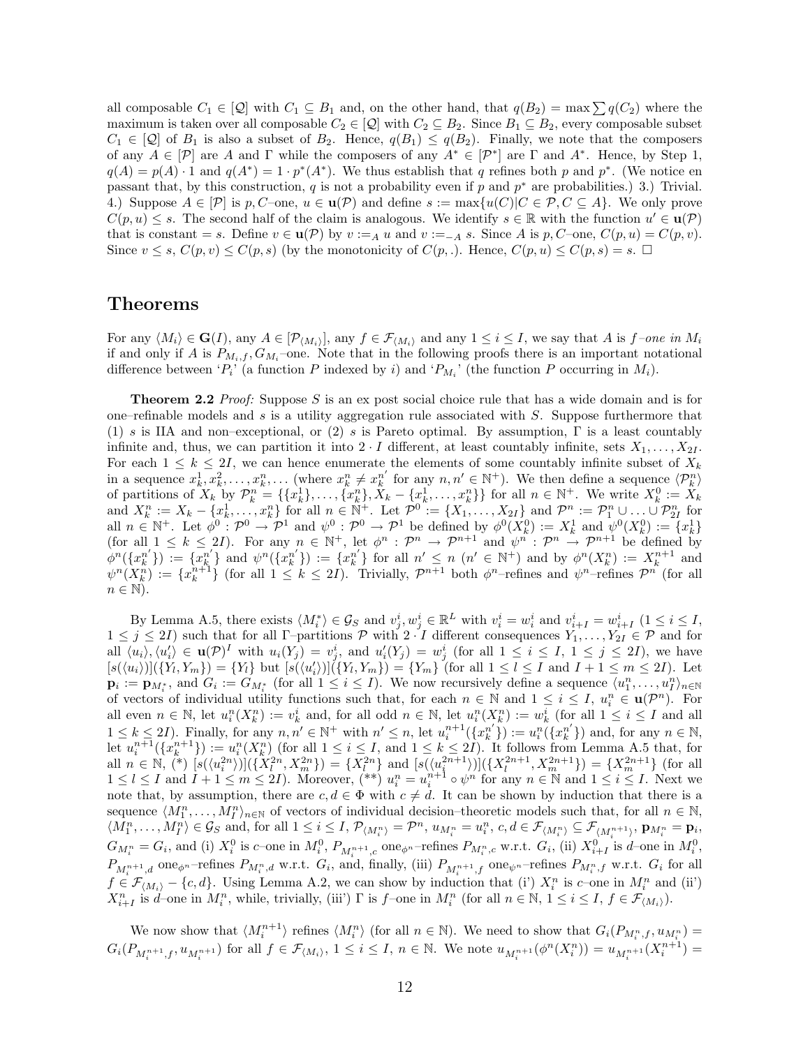all composable $C_1 \in [\mathcal{Q}]$ with $C_1 \subseteq B_1$ and, on the other hand, that $q(B_2) = \max \sum q(C_2)$ where the maximum is taken over all composable $C_2 \in [\mathcal{Q}]$ with $C_2 \subseteq B_2$. Since $B_1 \subseteq B_2$, every composable subset $C_1 \in [\mathcal{Q}]$ of $B_1$ is also a subset of $B_2$. Hence, $q(B_1) \leq q(B_2)$. Finally, we note that the composers of any $A \in [\mathcal{P}]$ are $A$ and $\Gamma$ while the composers of any $A^* \in [\mathcal{P}^*]$ are $\Gamma$ and $A^*$. Hence, by Step 1, $q(A) = p(A) \cdot 1$ and $q(A^*) = 1 \cdot p^*(A^*)$. We thus establish that $q$ refines both $p$ and $p^*$. (We notice en passant that, by this construction, $q$ is not a probability even if $p$ and $p^*$ are probabilities.) 3.) Trivial. 4.) Suppose $A \in [\mathcal{P}]$ is $p, C$–one, $u \in \mathbf{u}(\mathcal{P})$ and define $s := \max\{u(C) | C \in \mathcal{P}, C \subseteq A\}$. We only prove $C(p, u) \leq s$. The second half of the claim is analogous. We identify $s \in \mathbb{R}$ with the function $u' \in \mathbf{u}(\mathcal{P})$ that is constant $= s$. Define $v \in \mathbf{u}(\mathcal{P})$ by $v :=_A u$ and $v :=_{-A} s$. Since $A$ is $p, C$–one, $C(p, u) = C(p, v)$. Since $v \leq s$, $C(p, v) \leq C(p, s)$ (by the monotonicity of $C(p, .)$. Hence, $C(p, u) \leq C(p, s) = s$. □

## Theorems

For any $\langle M_i \rangle \in \mathbf{G}(I)$, any $A \in [\mathcal{P}_{\langle M_i \rangle}]$, any $f \in \mathcal{F}_{\langle M_i \rangle}$ and any $1 \leq i \leq I$, we say that $A$ is *$f$–one in $M_i$* if and only if $A$ is $P_{M_i,f}, G_{M_i}$–one. Note that in the following proofs there is an important notational difference between '$P_i$' (a function $P$ indexed by $i$) and '$P_{M_i}$' (the function $P$ occurring in $M_i$).

**Theorem 2.2** *Proof:* Suppose $S$ is an ex post social choice rule that has a wide domain and is for one–refinable models and $s$ is a utility aggregation rule associated with $S$. Suppose furthermore that (1) $s$ is IIA and non–exceptional, or (2) $s$ is Pareto optimal. By assumption, $\Gamma$ is a least countably infinite and, thus, we can partition it into $2 \cdot I$ different, at least countably infinite, sets $X_1, \ldots, X_{2I}$. For each $1 \leq k \leq 2I$, we can hence enumerate the elements of some countably infinite subset of $X_k$ in a sequence $x_k^1, x_k^2, \ldots, x_k^n, \ldots$ (where $x_k^n \neq x_k^{n'}$ for any $n, n' \in \mathbb{N}^+$). We then define a sequence $\langle \mathcal{P}_k^n \rangle$ of partitions of $X_k$ by $\mathcal{P}_k^n = \{\{x_k^1\}, \ldots, \{x_k^n\}, X_k - \{x_k^1, \ldots, x_k^n\}\}$ for all $n \in \mathbb{N}^+$. We write $X_k^0 := X_k$ and $X_k^n := X_k - \{x_k^1, \ldots, x_k^n\}$ for all $n \in \mathbb{N}^+$. Let $\mathcal{P}^0 := \{X_1, \ldots, X_{2I}\}$ and $\mathcal{P}^n := \mathcal{P}_1^n \cup \ldots \cup \mathcal{P}_{2I}^n$ for all $n \in \mathbb{N}^+$. Let $\phi^0 : \mathcal{P}^0 \to \mathcal{P}^1$ and $\psi^0 : \mathcal{P}^0 \to \mathcal{P}^1$ be defined by $\phi^0(X_k^0) := X_k^1$ and $\psi^0(X_k^0) := \{x_k^1\}$ (for all $1 \leq k \leq 2I$). For any $n \in \mathbb{N}^+$, let $\phi^n : \mathcal{P}^n \to \mathcal{P}^{n+1}$ and $\psi^n : \mathcal{P}^n \to \mathcal{P}^{n+1}$ be defined by $\phi^n(\{x_k^{n'}\}) := \{x_k^{n'}\}$ and $\psi^n(\{x_k^{n'}\}) := \{x_k^{n'}\}$ for all $n' \leq n$ ($n' \in \mathbb{N}^+$) and by $\phi^n(X_k^n) := X_k^{n+1}$ and $\psi^n(X_k^n) := \{x_k^{n+1}\}$ (for all $1 \leq k \leq 2I$). Trivially, $\mathcal{P}^{n+1}$ both $\phi^n$–refines and $\psi^n$–refines $\mathcal{P}^n$ (for all $n \in \mathbb{N}$).

By Lemma A.5, there exists $\langle M_i^* \rangle \in \mathcal{G}_S$ and $v_j^i, w_j^i \in \mathbb{R}^L$ with $v_i^i = w_i^i$ and $v_{i+I}^i = w_{i+I}^i$ ($1 \leq i \leq I$, $1 \leq j \leq 2I$) such that for all $\Gamma$–partitions $\mathcal{P}$ with $2 \cdot I$ different consequences $Y_1, \ldots, Y_{2I} \in \mathcal{P}$ and for all $\langle u_i \rangle, \langle u_i' \rangle \in \mathbf{u}(\mathcal{P})^I$ with $u_i(Y_j) = v_j^i$, and $u_i'(Y_j) = w_j^i$ (for all $1 \leq i \leq I$, $1 \leq j \leq 2I$), we have $[s(\langle u_i \rangle)](\{Y_l, Y_m\}) = \{Y_l\}$ but $[s(\langle u_i' \rangle)](\{Y_l, Y_m\}) = \{Y_m\}$ (for all $1 \leq l \leq I$ and $I + 1 \leq m \leq 2I$). Let $\mathbf{p}_i := \mathbf{p}_{M_i^*}$, and $G_i := G_{M_i^*}$ (for all $1 \leq i \leq I$). We now recursively define a sequence $\langle u_1^n, \ldots, u_I^n \rangle_{n \in \mathbb{N}}$ of vectors of individual utility functions such that, for each $n \in \mathbb{N}$ and $1 \leq i \leq I$, $u_i^n \in \mathbf{u}(\mathcal{P}^n)$. For all even $n \in \mathbb{N}$, let $u_i^n(X_k^n) := v_k^i$ and, for all odd $n \in \mathbb{N}$, let $u_i^n(X_k^n) := w_k^i$ (for all $1 \leq i \leq I$ and all $1 \leq k \leq 2I$). Finally, for any $n, n' \in \mathbb{N}^+$ with $n' \leq n$, let $u_i^{n+1}(\{x_k^{n'}\}) := u_i^n(\{x_k^{n'}\})$ and, for any $n \in \mathbb{N}$, let $u_i^{n+1}(\{x_k^{n+1}\}) := u_i^n(X_k^n)$ (for all $1 \leq i \leq I$, and $1 \leq k \leq 2I$). It follows from Lemma A.5 that, for all $n \in \mathbb{N}$, (*) $[s(\langle u_i^{2n} \rangle)](\{X_l^{2n}, X_m^{2n}\}) = \{X_l^{2n}\}$ and $[s(\langle u_i^{2n+1} \rangle)](\{X_l^{2n+1}, X_m^{2n+1}\}) = \{X_m^{2n+1}\}$ (for all $1 \leq l \leq I$ and $I + 1 \leq m \leq 2I$). Moreover, (**) $u_i^n = u_i^{n+1} \circ \psi^n$ for any $n \in \mathbb{N}$ and $1 \leq i \leq I$. Next we note that, by assumption, there are $c, d \in \Phi$ with $c \neq d$. It can be shown by induction that there is a sequence $\langle M_1^n, \ldots, M_I^n \rangle_{n \in \mathbb{N}}$ of vectors of individual decision–theoretic models such that, for all $n \in \mathbb{N}$, $\langle M_1^n, \ldots, M_I^n \rangle \in \mathcal{G}_S$ and, for all $1 \leq i \leq I$, $\mathcal{P}_{\langle M_i^n \rangle} = \mathcal{P}^n$, $u_{M_i^n} = u_i^n$, $c, d \in \mathcal{F}_{\langle M_i^n \rangle} \subseteq \mathcal{F}_{\langle M_i^{n+1} \rangle}$, $\mathbf{p}_{M_i^n} = \mathbf{p}_i$, $G_{M_i^n} = G_i$, and (i) $X_i^0$ is $c$–one in $M_i^0$, $P_{M_i^{n+1},c}$ one$_{\phi^n}$–refines $P_{M_i^n,c}$ w.r.t. $G_i$, (ii) $X_{i+I}^0$ is $d$–one in $M_i^0$, $P_{M_i^{n+1},d}$ one$_{\phi^n}$–refines $P_{M_i^n,d}$ w.r.t. $G_i$, and, finally, (iii) $P_{M_i^{n+1},f}$ one$_{\psi^n}$–refines $P_{M_i^n,f}$ w.r.t. $G_i$ for all $f \in \mathcal{F}_{\langle M_i \rangle} - \{c, d\}$. Using Lemma A.2, we can show by induction that (i') $X_i^n$ is $c$–one in $M_i^n$ and (ii') $X_{i+I}^n$ is $d$–one in $M_i^n$, while, trivially, (iii') $\Gamma$ is $f$–one in $M_i^n$ (for all $n \in \mathbb{N}$, $1 \leq i \leq I$, $f \in \mathcal{F}_{\langle M_i \rangle}$).

We now show that $\langle M_i^{n+1} \rangle$ refines $\langle M_i^n \rangle$ (for all $n \in \mathbb{N}$). We need to show that $G_i(P_{M_i^n,f}, u_{M_i^n}) = G_i(P_{M_i^{n+1},f}, u_{M_i^{n+1}})$ for all $f \in \mathcal{F}_{\langle M_i \rangle}$, $1 \leq i \leq I$, $n \in \mathbb{N}$. We note $u_{M_i^{n+1}}(\phi^n(X_i^n)) = u_{M_i^{n+1}}(X_i^{n+1}) =$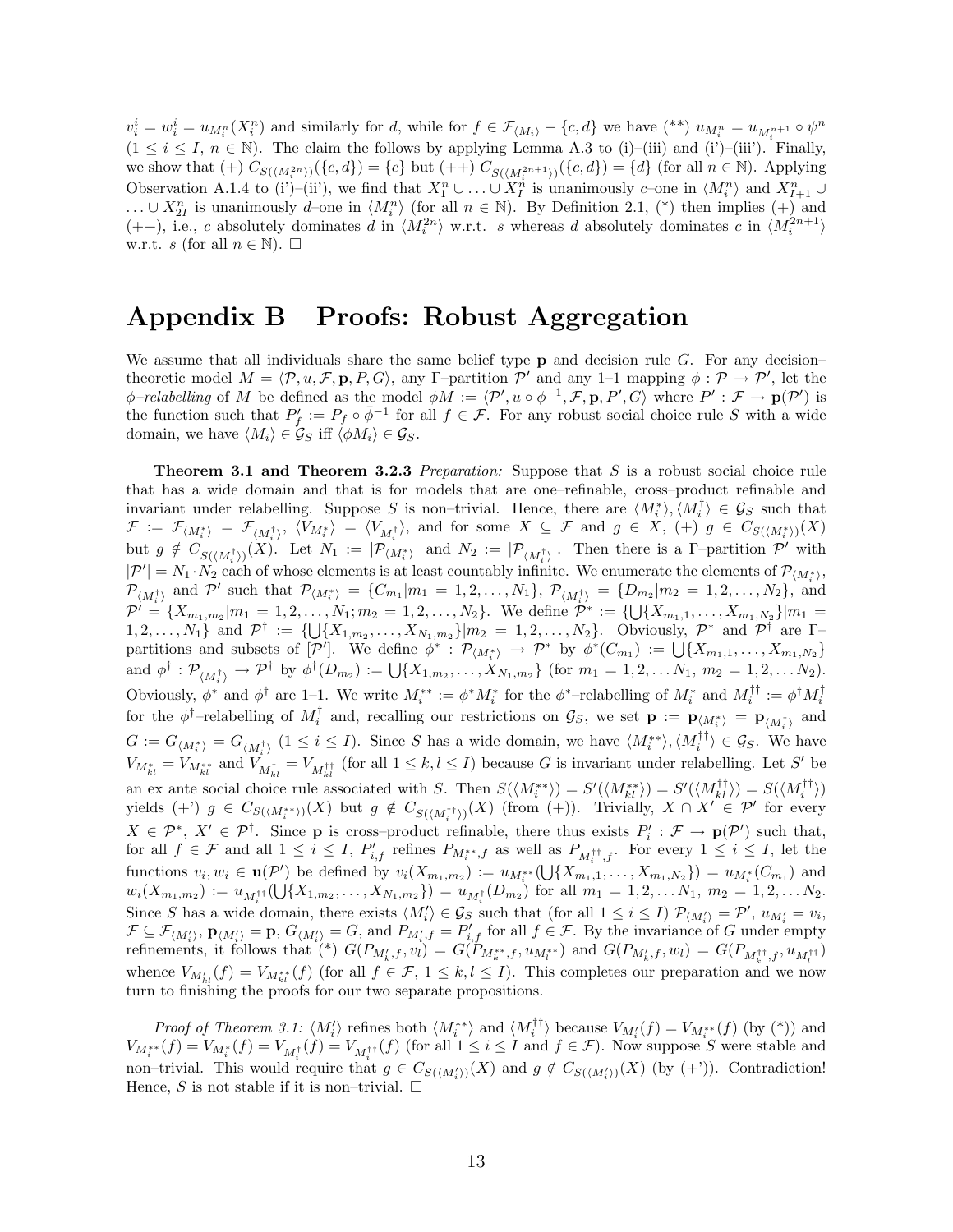$v^i_i = w^i_i = u_{M^n_i}(X^n_i)$ and similarly for $d$, while for $f \in \mathcal{F}_{\langle M_i \rangle} - \{c, d\}$ we have (**) $u_{M^n_i} = u_{M^{n+1}_i} \circ \psi^n$ ($1 \leq i \leq I$, $n \in \mathbb{N}$). The claim the follows by applying Lemma A.3 to (i)–(iii) and (i')–(iii'). Finally, we show that (+) $C_{S(\langle M^{2n}_i \rangle)}(\{c, d\}) = \{c\}$ but (++) $C_{S(\langle M^{2n+1}_i \rangle)}(\{c, d\}) = \{d\}$ (for all $n \in \mathbb{N}$). Applying Observation A.1.4 to (i')–(ii'), we find that $X^n_1 \cup \ldots \cup X^n_I$ is unanimously $c$–one in $\langle M^n_i \rangle$ and $X^n_{I+1} \cup \ldots \cup X^n_{2I}$ is unanimously $d$–one in $\langle M^n_i \rangle$ (for all $n \in \mathbb{N}$). By Definition 2.1, (*) then implies (+) and (++), i.e., $c$ absolutely dominates $d$ in $\langle M^{2n}_i \rangle$ w.r.t. $s$ whereas $d$ absolutely dominates $c$ in $\langle M^{2n+1}_i \rangle$ w.r.t. $s$ (for all $n \in \mathbb{N}$). □

# Appendix B Proofs: Robust Aggregation

We assume that all individuals share the same belief type $\mathbf{p}$ and decision rule $G$. For any decision–theoretic model $M = \langle \mathcal{P}, u, \mathcal{F}, \mathbf{p}, P, G \rangle$, any $\Gamma$–partition $\mathcal{P}'$ and any 1–1 mapping $\phi : \mathcal{P} \to \mathcal{P}'$, let the *$\phi$–relabelling* of $M$ be defined as the model $\phi M := \langle \mathcal{P}', u \circ \phi^{-1}, \mathcal{F}, \mathbf{p}, P', G \rangle$ where $P' : \mathcal{F} \to \mathbf{p}(\mathcal{P}')$ is the function such that $P'_f := P_f \circ \bar{\phi}^{-1}$ for all $f \in \mathcal{F}$. For any robust social choice rule $S$ with a wide domain, we have $\langle M_i \rangle \in \mathcal{G}_S$ iff $\langle \phi M_i \rangle \in \mathcal{G}_S$.

**Theorem 3.1 and Theorem 3.2.3** *Preparation:* Suppose that $S$ is a robust social choice rule that has a wide domain and that is for models that are one–refinable, cross–product refinable and invariant under relabelling. Suppose $S$ is non–trivial. Hence, there are $\langle M^*_i \rangle, \langle M^\dagger_i \rangle \in \mathcal{G}_S$ such that $\mathcal{F} := \mathcal{F}_{\langle M^*_i \rangle} = \mathcal{F}_{\langle M^\dagger_i \rangle}$, $\langle V_{M^*_i} \rangle = \langle V_{M^\dagger_i} \rangle$, and for some $X \subseteq \mathcal{F}$ and $g \in X$, (+) $g \in C_{S(\langle M^*_i \rangle)}(X)$ but $g \notin C_{S(\langle M^\dagger_i \rangle)}(X)$. Let $N_1 := |\mathcal{P}_{\langle M^*_i \rangle}|$ and $N_2 := |\mathcal{P}_{\langle M^\dagger_i \rangle}|$. Then there is a $\Gamma$–partition $\mathcal{P}'$ with $|\mathcal{P}'| = N_1 \cdot N_2$ each of whose elements is at least countably infinite. We enumerate the elements of $\mathcal{P}_{\langle M^*_i \rangle}$, $\mathcal{P}_{\langle M^\dagger_i \rangle}$ and $\mathcal{P}'$ such that $\mathcal{P}_{\langle M^*_i \rangle} = \{C_{m_1} | m_1 = 1, 2, \ldots, N_1\}$, $\mathcal{P}_{\langle M^\dagger_i \rangle} = \{D_{m_2} | m_2 = 1, 2, \ldots, N_2\}$, and $\mathcal{P}' = \{X_{m_1, m_2} | m_1 = 1, 2, \ldots, N_1; m_2 = 1, 2, \ldots, N_2\}$. We define $\mathcal{P}^* := \{\bigcup\{X_{m_1,1}, \ldots, X_{m_1,N_2}\} | m_1 = 1, 2, \ldots, N_1\}$ and $\mathcal{P}^\dagger := \{\bigcup\{X_{1,m_2}, \ldots, X_{N_1,m_2}\} | m_2 = 1, 2, \ldots, N_2\}$. Obviously, $\mathcal{P}^*$ and $\mathcal{P}^\dagger$ are $\Gamma$–partitions and subsets of $[\mathcal{P}']$. We define $\phi^* : \mathcal{P}_{\langle M^*_i \rangle} \to \mathcal{P}^*$ by $\phi^*(C_{m_1}) := \bigcup\{X_{m_1,1}, \ldots, X_{m_1,N_2}\}$ and $\phi^\dagger : \mathcal{P}_{\langle M^\dagger_i \rangle} \to \mathcal{P}^\dagger$ by $\phi^\dagger(D_{m_2}) := \bigcup\{X_{1,m_2}, \ldots, X_{N_1,m_2}\}$ (for $m_1 = 1, 2, \ldots N_1$, $m_2 = 1, 2, \ldots N_2$). Obviously, $\phi^*$ and $\phi^\dagger$ are 1–1. We write $M^{**}_i := \phi^* M^*_i$ for the $\phi^*$–relabelling of $M^*_i$ and $M^{\dagger\dagger}_i := \phi^\dagger M^\dagger_i$ for the $\phi^\dagger$–relabelling of $M^\dagger_i$ and, recalling our restrictions on $\mathcal{G}_S$, we set $\mathbf{p} := \mathbf{p}_{\langle M^*_i \rangle} = \mathbf{p}_{\langle M^\dagger_i \rangle}$ and $G := G_{\langle M^*_i \rangle} = G_{\langle M^\dagger_i \rangle}$ ($1 \leq i \leq I$). Since $S$ has a wide domain, we have $\langle M^{**}_i \rangle, \langle M^{\dagger\dagger}_i \rangle \in \mathcal{G}_S$. We have $V_{M^*_{kl}} = V_{M^{**}_{kl}}$ and $V_{M^\dagger_{kl}} = V_{M^{\dagger\dagger}_{kl}}$ (for all $1 \leq k, l \leq I$) because $G$ is invariant under relabelling. Let $S'$ be an ex ante social choice rule associated with $S$. Then $S(\langle M^{**}_i \rangle) = S'(\langle M^{**}_{kl} \rangle) = S'(\langle M^{\dagger\dagger}_{kl} \rangle) = S(\langle M^{\dagger\dagger}_i \rangle)$ yields (+') $g \in C_{S(\langle M^{**}_i \rangle)}(X)$ but $g \notin C_{S(\langle M^{\dagger\dagger}_i \rangle)}(X)$ (from (+)). Trivially, $X \cap X' \in \mathcal{P}'$ for every $X \in \mathcal{P}^*$, $X' \in \mathcal{P}^\dagger$. Since $\mathbf{p}$ is cross–product refinable, there thus exists $P'_i : \mathcal{F} \to \mathbf{p}(\mathcal{P}')$ such that, for all $f \in \mathcal{F}$ and all $1 \leq i \leq I$, $P'_{i,f}$ refines $P_{M^{**}_i, f}$ as well as $P_{M^{\dagger\dagger}_i, f}$. For every $1 \leq i \leq I$, let the functions $v_i, w_i \in \mathbf{u}(\mathcal{P}')$ be defined by $v_i(X_{m_1,m_2}) := u_{M^{**}_i}(\bigcup\{X_{m_1,1}, \ldots, X_{m_1,N_2}\}) = u_{M^*_i}(C_{m_1})$ and $w_i(X_{m_1,m_2}) := u_{M^{\dagger\dagger}_i}(\bigcup\{X_{1,m_2}, \ldots, X_{N_1,m_2}\}) = u_{M^\dagger_i}(D_{m_2})$ for all $m_1 = 1, 2, \ldots N_1$, $m_2 = 1, 2, \ldots N_2$. Since $S$ has a wide domain, there exists $\langle M'_i \rangle \in \mathcal{G}_S$ such that (for all $1 \leq i \leq I$) $\mathcal{P}_{\langle M'_i \rangle} = \mathcal{P}'$, $u_{M'_i} = v_i$, $\mathcal{F} \subseteq \mathcal{F}_{\langle M'_i \rangle}$, $\mathbf{p}_{\langle M'_i \rangle} = \mathbf{p}$, $G_{\langle M'_i \rangle} = G$, and $P_{M'_i, f} = P'_{i,f}$ for all $f \in \mathcal{F}$. By the invariance of $G$ under empty refinements, it follows that (*) $G(P_{M'_k, f}, v_l) = G(P_{M^{**}_k, f}, u_{M^{**}_l})$ and $G(P_{M'_k, f}, w_l) = G(P_{M^{\dagger\dagger}_k, f}, u_{M^{\dagger\dagger}_l})$ whence $V_{M'_{kl}}(f) = V_{M^{**}_{kl}}(f)$ (for all $f \in \mathcal{F}$, $1 \leq k, l \leq I$). This completes our preparation and we now turn to finishing the proofs for our two separate propositions.

*Proof of Theorem 3.1:* $\langle M'_i \rangle$ refines both $\langle M^{**}_i \rangle$ and $\langle M^{\dagger\dagger}_i \rangle$ because $V_{M'_i}(f) = V_{M^{**}_i}(f)$ (by (*)) and $V_{M^{**}_i}(f) = V_{M^*_i}(f) = V_{M^\dagger_i}(f) = V_{M^{\dagger\dagger}_i}(f)$ (for all $1 \leq i \leq I$ and $f \in \mathcal{F}$). Now suppose $S$ were stable and non–trivial. This would require that $g \in C_{S(\langle M'_i \rangle)}(X)$ and $g \notin C_{S(\langle M'_i \rangle)}(X)$ (by (+')). Contradiction! Hence, $S$ is not stable if it is non–trivial. □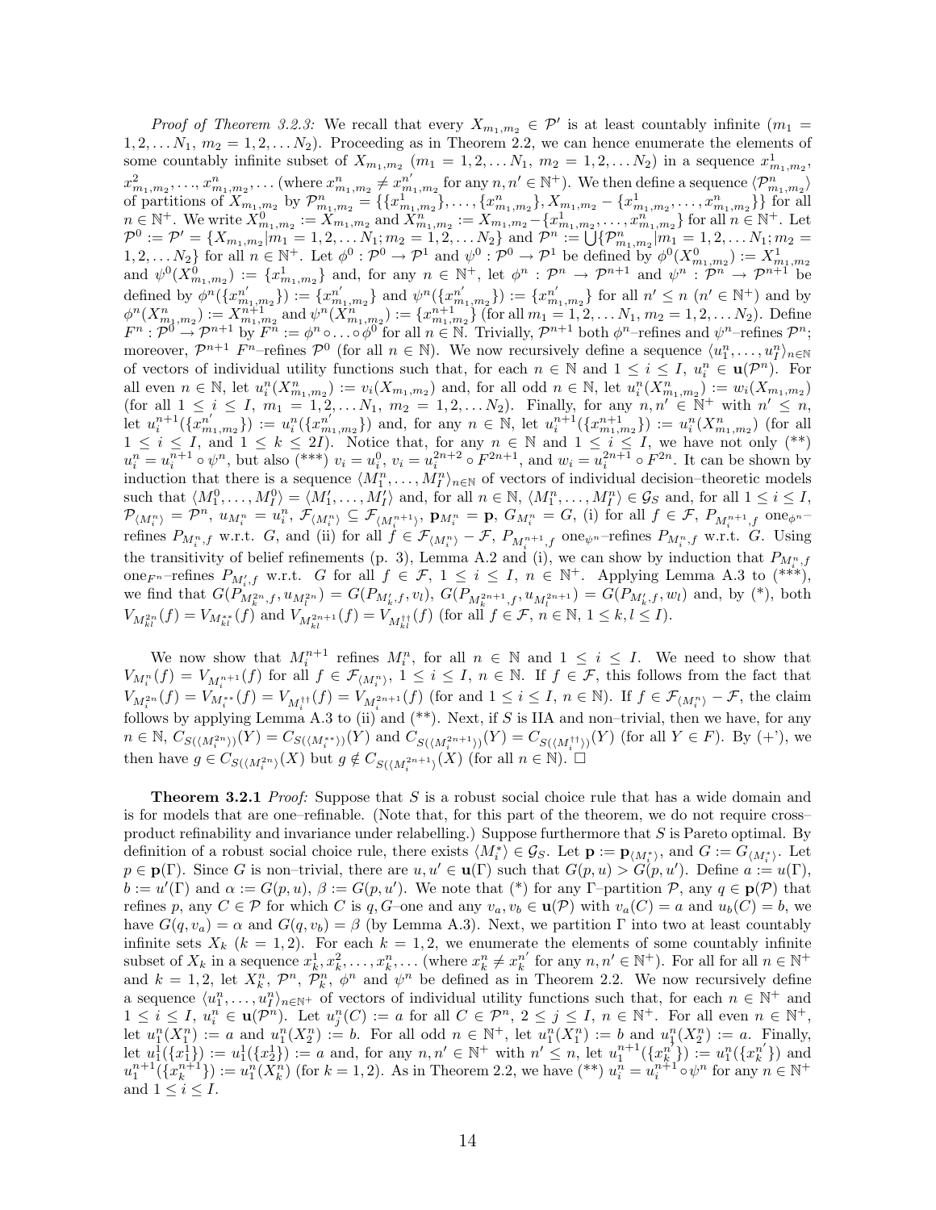*Proof of Theorem 3.2.3:* We recall that every $X_{m_1,m_2} \in \mathcal{P}'$ is at least countably infinite ($m_1 = 1, 2, \ldots N_1$, $m_2 = 1, 2, \ldots N_2$). Proceeding as in Theorem 2.2, we can hence enumerate the elements of some countably infinite subset of $X_{m_1,m_2}$ ($m_1 = 1, 2, \ldots N_1$, $m_2 = 1, 2, \ldots N_2$) in a sequence $x^1_{m_1,m_2}$, $x^2_{m_1,m_2}, \ldots, x^n_{m_1,m_2}, \ldots$ (where $x^n_{m_1,m_2} \neq x^{n'}_{m_1,m_2}$ for any $n, n' \in \mathbb{N}^+$). We then define a sequence $\langle \mathcal{P}^n_{m_1,m_2} \rangle$ of partitions of $X_{m_1,m_2}$ by $\mathcal{P}^n_{m_1,m_2} = \{\{x^1_{m_1,m_2}\}, \ldots, \{x^n_{m_1,m_2}\}, X_{m_1,m_2} - \{x^1_{m_1,m_2}, \ldots, x^n_{m_1,m_2}\}\}$ for all $n \in \mathbb{N}^+$. We write $X^0_{m_1,m_2} := X_{m_1,m_2}$ and $X^n_{m_1,m_2} := X_{m_1,m_2} - \{x^1_{m_1,m_2}, \ldots, x^n_{m_1,m_2}\}$ for all $n \in \mathbb{N}^+$. Let $\mathcal{P}^0 := \mathcal{P}' = \{X_{m_1,m_2} | m_1 = 1, 2, \ldots N_1; m_2 = 1, 2, \ldots N_2\}$ and $\mathcal{P}^n := \bigcup \{\mathcal{P}^n_{m_1,m_2} | m_1 = 1, 2, \ldots N_1; m_2 = 1, 2, \ldots N_2\}$ for all $n \in \mathbb{N}^+$. Let $\phi^0 : \mathcal{P}^0 \to \mathcal{P}^1$ and $\psi^0 : \mathcal{P}^0 \to \mathcal{P}^1$ be defined by $\phi^0(X^0_{m_1,m_2}) := X^1_{m_1,m_2}$ and $\psi^0(X^0_{m_1,m_2}) := \{x^1_{m_1,m_2}\}$ and, for any $n \in \mathbb{N}^+$, let $\phi^n : \mathcal{P}^n \to \mathcal{P}^{n+1}$ and $\psi^n : \mathcal{P}^n \to \mathcal{P}^{n+1}$ be defined by $\phi^n(\{x^{n'}_{m_1,m_2}\}) := \{x^{n'}_{m_1,m_2}\}$ and $\psi^n(\{x^{n'}_{m_1,m_2}\}) := \{x^{n'}_{m_1,m_2}\}$ for all $n' \leq n$ ($n' \in \mathbb{N}^+$) and by $\phi^n(X^n_{m_1,m_2}) := X^{n+1}_{m_1,m_2}$ and $\psi^n(X^n_{m_1,m_2}) := \{x^{n+1}_{m_1,m_2}\}$ (for all $m_1 = 1, 2, \ldots N_1$, $m_2 = 1, 2, \ldots N_2$). Define $F^n : \mathcal{P}^0 \to \mathcal{P}^{n+1}$ by $F^n := \phi^n \circ \ldots \circ \phi^0$ for all $n \in \mathbb{N}$. Trivially, $\mathcal{P}^{n+1}$ both $\phi^n$–refines and $\psi^n$–refines $\mathcal{P}^n$; moreover, $\mathcal{P}^{n+1}$ $F^n$–refines $\mathcal{P}^0$ (for all $n \in \mathbb{N}$). We now recursively define a sequence $\langle u^n_1, \ldots, u^n_I \rangle_{n \in \mathbb{N}}$ of vectors of individual utility functions such that, for each $n \in \mathbb{N}$ and $1 \leq i \leq I$, $u^n_i \in \mathbf{u}(\mathcal{P}^n)$. For all even $n \in \mathbb{N}$, let $u^n_i(X^n_{m_1,m_2}) := v_i(X_{m_1,m_2})$ and, for all odd $n \in \mathbb{N}$, let $u^n_i(X^n_{m_1,m_2}) := w_i(X_{m_1,m_2})$ (for all $1 \leq i \leq I$, $m_1 = 1, 2, \ldots N_1$, $m_2 = 1, 2, \ldots N_2$). Finally, for any $n, n' \in \mathbb{N}^+$ with $n' \leq n$, let $u^{n+1}_i(\{x^{n'}_{m_1,m_2}\}) := u^n_i(\{x^{n'}_{m_1,m_2}\})$ and, for any $n \in \mathbb{N}$, let $u^{n+1}_i(\{x^{n+1}_{m_1,m_2}\}) := u^n_i(X^n_{m_1,m_2})$ (for all $1 \leq i \leq I$, and $1 \leq k \leq 2I$). Notice that, for any $n \in \mathbb{N}$ and $1 \leq i \leq I$, we have not only (\*\*) $u^n_i = u^{n+1}_i \circ \psi^n$, but also (\*\*\*) $v_i = u^0_i$, $v_i = u^{2n+2}_i \circ F^{2n+1}$, and $w_i = u^{2n+1}_i \circ F^{2n}$. It can be shown by induction that there is a sequence $\langle M^n_1, \ldots, M^n_I \rangle_{n \in \mathbb{N}}$ of vectors of individual decision–theoretic models such that $\langle M^0_1, \ldots, M^0_I \rangle = \langle M'_1, \ldots, M'_I \rangle$ and, for all $n \in \mathbb{N}$, $\langle M^n_1, \ldots, M^n_I \rangle \in \mathcal{G}_S$ and, for all $1 \leq i \leq I$, $\mathcal{P}_{\langle M^n_i \rangle} = \mathcal{P}^n$, $u_{M^n_i} = u^n_i$, $\mathcal{F}_{\langle M^n_i \rangle} \subseteq \mathcal{F}_{\langle M^{n+1}_i \rangle}$, $\mathbf{p}_{M^n_i} = \mathbf{p}$, $G_{M^n_i} = G$, (i) for all $f \in \mathcal{F}$, $P_{M^{n+1}_i, f}$ one$_{\phi^n}$–refines $P_{M^n_i, f}$ w.r.t. $G$, and (ii) for all $f \in \mathcal{F}_{\langle M^n_i \rangle} - \mathcal{F}$, $P_{M^{n+1}_i, f}$ one$_{\psi^n}$–refines $P_{M^n_i, f}$ w.r.t. $G$. Using the transitivity of belief refinements (p. 3), Lemma A.2 and (i), we can show by induction that $P_{M^n_i, f}$ one$_{F^n}$–refines $P_{M'_i, f}$ w.r.t. $G$ for all $f \in \mathcal{F}$, $1 \leq i \leq I$, $n \in \mathbb{N}^+$. Applying Lemma A.3 to (\*\*\*), we find that $G(P_{M^{2n}_k, f}, u_{M^{2n}_l}) = G(P_{M'_k, f}, v_l)$, $G(P_{M^{2n+1}_k, f}, u_{M^{2n+1}_l}) = G(P_{M'_k, f}, w_l)$ and, by (\*), both $V_{M^{2n}_{kl}}(f) = V_{M^{**}_{kl}}(f)$ and $V_{M^{2n+1}_{kl}}(f) = V_{M^{\dagger\dagger}_{kl}}(f)$ (for all $f \in \mathcal{F}$, $n \in \mathbb{N}$, $1 \leq k, l \leq I$).

We now show that $M^{n+1}_i$ refines $M^n_i$, for all $n \in \mathbb{N}$ and $1 \leq i \leq I$. We need to show that $V_{M^n_i}(f) = V_{M^{n+1}_i}(f)$ for all $f \in \mathcal{F}_{\langle M^n_i \rangle}$, $1 \leq i \leq I$, $n \in \mathbb{N}$. If $f \in \mathcal{F}$, this follows from the fact that $V_{M^{2n}_i}(f) = V_{M^{**}_i}(f) = V_{M^{\dagger\dagger}_i}(f) = V_{M^{2n+1}_i}(f)$ (for and $1 \leq i \leq I$, $n \in \mathbb{N}$). If $f \in \mathcal{F}_{\langle M^n_i \rangle} - \mathcal{F}$, the claim follows by applying Lemma A.3 to (ii) and (\*\*). Next, if $S$ is IIA and non–trivial, then we have, for any $n \in \mathbb{N}$, $C_{S(\langle M^{2n}_i \rangle)}(Y) = C_{S(\langle M^{**}_i \rangle)}(Y)$ and $C_{S(\langle M^{2n+1}_i \rangle)}(Y) = C_{S(\langle M^{\dagger\dagger}_i \rangle)}(Y)$ (for all $Y \in F$). By (+'), we then have $g \in C_{S(\langle M^{2n}_i \rangle)}(X)$ but $g \notin C_{S(\langle M^{2n+1}_i \rangle)}(X)$ (for all $n \in \mathbb{N}$). $\square$

**Theorem 3.2.1** *Proof:* Suppose that $S$ is a robust social choice rule that has a wide domain and is for models that are one–refinable. (Note that, for this part of the theorem, we do not require cross–product refinability and invariance under relabelling.) Suppose furthermore that $S$ is Pareto optimal. By definition of a robust social choice rule, there exists $\langle M^*_i \rangle \in \mathcal{G}_S$. Let $\mathbf{p} := \mathbf{p}_{\langle M^*_i \rangle}$, and $G := G_{\langle M^*_i \rangle}$. Let $p \in \mathbf{p}(\Gamma)$. Since $G$ is non–trivial, there are $u, u' \in \mathbf{u}(\Gamma)$ such that $G(p, u) > G(p, u')$. Define $a := u(\Gamma)$, $b := u'(\Gamma)$ and $\alpha := G(p, u)$, $\beta := G(p, u')$. We note that (\*) for any $\Gamma$–partition $\mathcal{P}$, any $q \in \mathbf{p}(\mathcal{P})$ that refines $p$, any $C \in \mathcal{P}$ for which $C$ is $q, G$–one and any $v_a, v_b \in \mathbf{u}(\mathcal{P})$ with $v_a(C) = a$ and $u_b(C) = b$, we have $G(q, v_a) = \alpha$ and $G(q, v_b) = \beta$ (by Lemma A.3). Next, we partition $\Gamma$ into two at least countably infinite sets $X_k$ ($k = 1, 2$). For each $k = 1, 2$, we enumerate the elements of some countably infinite subset of $X_k$ in a sequence $x^1_k, x^2_k, \ldots, x^n_k, \ldots$ (where $x^n_k \neq x^{n'}_k$ for any $n, n' \in \mathbb{N}^+$). For all for all $n \in \mathbb{N}^+$ and $k = 1, 2$, let $X^n_k$, $\mathcal{P}^n$, $\mathcal{P}^n_k$, $\phi^n$ and $\psi^n$ be defined as in Theorem 2.2. We now recursively define a sequence $\langle u^n_1, \ldots, u^n_I \rangle_{n \in \mathbb{N}^+}$ of vectors of individual utility functions such that, for each $n \in \mathbb{N}^+$ and $1 \leq i \leq I$, $u^n_i \in \mathbf{u}(\mathcal{P}^n)$. Let $u^n_j(C) := a$ for all $C \in \mathcal{P}^n$, $2 \leq j \leq I$, $n \in \mathbb{N}^+$. For all even $n \in \mathbb{N}^+$, let $u^n_1(X^n_1) := a$ and $u^n_1(X^n_2) := b$. For all odd $n \in \mathbb{N}^+$, let $u^n_1(X^n_1) := b$ and $u^n_1(X^n_2) := a$. Finally, let $u^1_1(\{x^1_1\}) := u^1_1(\{x^1_2\}) := a$ and, for any $n, n' \in \mathbb{N}^+$ with $n' \leq n$, let $u^{n+1}_1(\{x^{n'}_k\}) := u^n_1(\{x^{n'}_k\})$ and $u^{n+1}_1(\{x^{n+1}_k\}) := u^n_1(X^n_k)$ (for $k = 1, 2$). As in Theorem 2.2, we have (\*\*) $u^n_i = u^{n+1}_i \circ \psi^n$ for any $n \in \mathbb{N}^+$ and $1 \leq i \leq I$.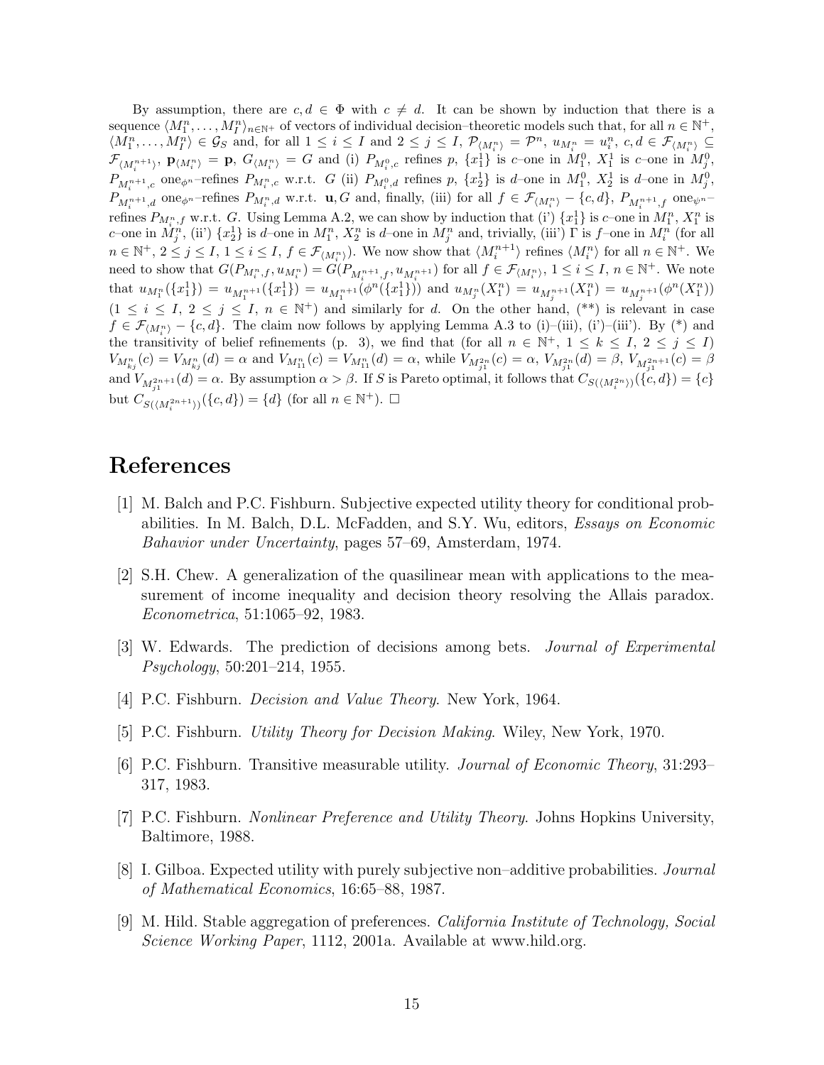By assumption, there are $c, d \in \Phi$ with $c \neq d$. It can be shown by induction that there is a sequence $\langle M_1^n, \ldots, M_I^n \rangle_{n \in \mathbb{N}^+}$ of vectors of individual decision–theoretic models such that, for all $n \in \mathbb{N}^+$, $\langle M_1^n, \ldots, M_I^n \rangle \in \mathcal{G}_S$ and, for all $1 \leq i \leq I$ and $2 \leq j \leq I$, $\mathcal{P}_{\langle M_i^n \rangle} = \mathcal{P}^n$, $u_{M_i^n} = u_i^n$, $c, d \in \mathcal{F}_{\langle M_i^n \rangle} \subseteq \mathcal{F}_{\langle M_i^{n+1} \rangle}$, $\mathbf{p}_{\langle M_i^n \rangle} = \mathbf{p}$, $G_{\langle M_i^n \rangle} = G$ and (i) $P_{M_i^0,c}$ refines $p$, $\{x_1^1\}$ is $c$–one in $M_1^0$, $X_1^1$ is $c$–one in $M_j^0$, $P_{M_i^{n+1},c}$ one$_{\phi^n}$–refines $P_{M_i^n,c}$ w.r.t. $G$ (ii) $P_{M_i^0,d}$ refines $p$, $\{x_2^1\}$ is $d$–one in $M_1^0$, $X_2^1$ is $d$–one in $M_j^0$, $P_{M_i^{n+1},d}$ one$_{\phi^n}$–refines $P_{M_i^n,d}$ w.r.t. $\mathbf{u}, G$ and, finally, (iii) for all $f \in \mathcal{F}_{\langle M_i^n \rangle} - \{c, d\}$, $P_{M_i^{n+1},f}$ one$_{\psi^n}$–refines $P_{M_i^n,f}$ w.r.t. $G$. Using Lemma A.2, we can show by induction that (i') $\{x_1^1\}$ is $c$–one in $M_1^n$, $X_1^n$ is $c$–one in $M_j^n$, (ii') $\{x_2^1\}$ is $d$–one in $M_1^n$, $X_2^n$ is $d$–one in $M_j^n$ and, trivially, (iii') $\Gamma$ is $f$–one in $M_i^n$ (for all $n \in \mathbb{N}^+$, $2 \leq j \leq I$, $1 \leq i \leq I$, $f \in \mathcal{F}_{\langle M_i^n \rangle}$). We now show that $\langle M_i^{n+1} \rangle$ refines $\langle M_i^n \rangle$ for all $n \in \mathbb{N}^+$. We need to show that $G(P_{M_i^n,f}, u_{M_i^n}) = G(P_{M_i^{n+1},f}, u_{M_i^{n+1}})$ for all $f \in \mathcal{F}_{\langle M_i^n \rangle}$, $1 \leq i \leq I$, $n \in \mathbb{N}^+$. We note that $u_{M_1^n}(\{x_1^1\}) = u_{M_1^{n+1}}(\{x_1^1\}) = u_{M_1^{n+1}}(\phi^n(\{x_1^1\}))$ and $u_{M_j^n}(X_1^n) = u_{M_j^{n+1}}(X_1^n) = u_{M_j^{n+1}}(\phi^n(X_1^n))$ ($1 \leq i \leq I$, $2 \leq j \leq I$, $n \in \mathbb{N}^+$) and similarly for $d$. On the other hand, (**) is relevant in case $f \in \mathcal{F}_{\langle M_i^n \rangle} - \{c, d\}$. The claim now follows by applying Lemma A.3 to (i)–(iii), (i')–(iii'). By (*) and the transitivity of belief refinements (p. 3), we find that (for all $n \in \mathbb{N}^+$, $1 \leq k \leq I$, $2 \leq j \leq I$) $V_{M_{kj}^n}(c) = V_{M_{kj}^n}(d) = \alpha$ and $V_{M_{11}^n}(c) = V_{M_{11}^n}(d) = \alpha$, while $V_{M_{j1}^{2n}}(c) = \alpha$, $V_{M_{j1}^{2n}}(d) = \beta$, $V_{M_{j1}^{2n+1}}(c) = \beta$ and $V_{M_{j1}^{2n+1}}(d) = \alpha$. By assumption $\alpha > \beta$. If $S$ is Pareto optimal, it follows that $C_{S(\langle M_i^{2n} \rangle)}(\{c, d\}) = \{c\}$ but $C_{S(\langle M_i^{2n+1} \rangle)}(\{c, d\}) = \{d\}$ (for all $n \in \mathbb{N}^+$). □

# References

[1] M. Balch and P.C. Fishburn. Subjective expected utility theory for conditional probabilities. In M. Balch, D.L. McFadden, and S.Y. Wu, editors, *Essays on Economic Bahavior under Uncertainty*, pages 57–69, Amsterdam, 1974.

[2] S.H. Chew. A generalization of the quasilinear mean with applications to the measurement of income inequality and decision theory resolving the Allais paradox. *Econometrica*, 51:1065–92, 1983.

[3] W. Edwards. The prediction of decisions among bets. *Journal of Experimental Psychology*, 50:201–214, 1955.

[4] P.C. Fishburn. *Decision and Value Theory*. New York, 1964.

[5] P.C. Fishburn. *Utility Theory for Decision Making*. Wiley, New York, 1970.

[6] P.C. Fishburn. Transitive measurable utility. *Journal of Economic Theory*, 31:293–317, 1983.

[7] P.C. Fishburn. *Nonlinear Preference and Utility Theory*. Johns Hopkins University, Baltimore, 1988.

[8] I. Gilboa. Expected utility with purely subjective non–additive probabilities. *Journal of Mathematical Economics*, 16:65–88, 1987.

[9] M. Hild. Stable aggregation of preferences. *California Institute of Technology, Social Science Working Paper*, 1112, 2001a. Available at www.hild.org.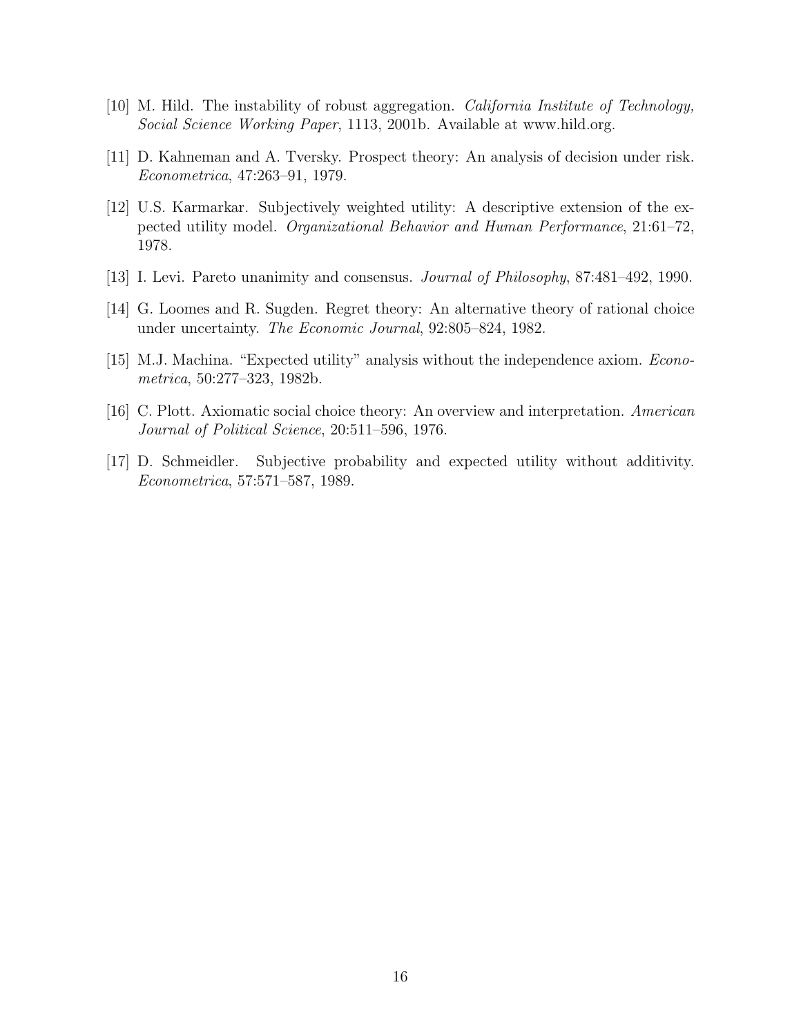[10] M. Hild. The instability of robust aggregation. *California Institute of Technology, Social Science Working Paper*, 1113, 2001b. Available at www.hild.org.

[11] D. Kahneman and A. Tversky. Prospect theory: An analysis of decision under risk. *Econometrica*, 47:263–91, 1979.

[12] U.S. Karmarkar. Subjectively weighted utility: A descriptive extension of the expected utility model. *Organizational Behavior and Human Performance*, 21:61–72, 1978.

[13] I. Levi. Pareto unanimity and consensus. *Journal of Philosophy*, 87:481–492, 1990.

[14] G. Loomes and R. Sugden. Regret theory: An alternative theory of rational choice under uncertainty. *The Economic Journal*, 92:805–824, 1982.

[15] M.J. Machina. "Expected utility" analysis without the independence axiom. *Econometrica*, 50:277–323, 1982b.

[16] C. Plott. Axiomatic social choice theory: An overview and interpretation. *American Journal of Political Science*, 20:511–596, 1976.

[17] D. Schmeidler. Subjective probability and expected utility without additivity. *Econometrica*, 57:571–587, 1989.